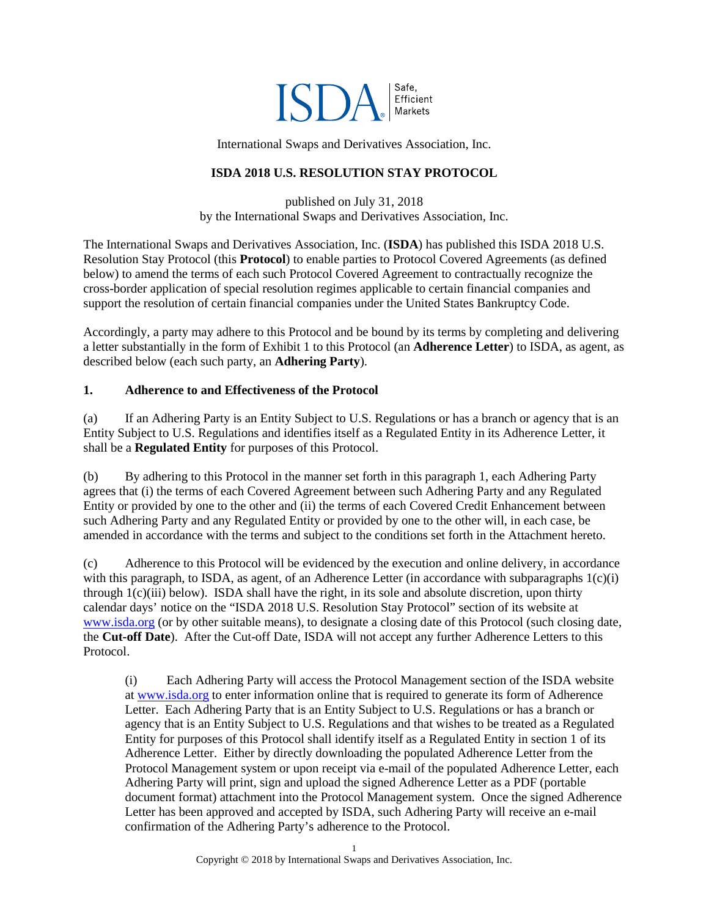International Swaps and Derivatives Association, Inc.

# ISDA 2018 U.S. RESOLUTION STAY PROTOCOL

published on July 31, 2018
by the International Swaps and Derivatives Association, Inc.

The International Swaps and Derivatives Association, Inc. (**ISDA**) has published this ISDA 2018 U.S. Resolution Stay Protocol (this **Protocol**) to enable parties to Protocol Covered Agreements (as defined below) to amend the terms of each such Protocol Covered Agreement to contractually recognize the cross-border application of special resolution regimes applicable to certain financial companies and support the resolution of certain financial companies under the United States Bankruptcy Code.

Accordingly, a party may adhere to this Protocol and be bound by its terms by completing and delivering a letter substantially in the form of Exhibit 1 to this Protocol (an **Adherence Letter**) to ISDA, as agent, as described below (each such party, an **Adhering Party**).

## 1. Adherence to and Effectiveness of the Protocol

(a) If an Adhering Party is an Entity Subject to U.S. Regulations or has a branch or agency that is an Entity Subject to U.S. Regulations and identifies itself as a Regulated Entity in its Adherence Letter, it shall be a **Regulated Entity** for purposes of this Protocol.

(b) By adhering to this Protocol in the manner set forth in this paragraph 1, each Adhering Party agrees that (i) the terms of each Covered Agreement between such Adhering Party and any Regulated Entity or provided by one to the other and (ii) the terms of each Covered Credit Enhancement between such Adhering Party and any Regulated Entity or provided by one to the other will, in each case, be amended in accordance with the terms and subject to the conditions set forth in the Attachment hereto.

(c) Adherence to this Protocol will be evidenced by the execution and online delivery, in accordance with this paragraph, to ISDA, as agent, of an Adherence Letter (in accordance with subparagraphs 1(c)(i) through 1(c)(iii) below). ISDA shall have the right, in its sole and absolute discretion, upon thirty calendar days' notice on the "ISDA 2018 U.S. Resolution Stay Protocol" section of its website at www.isda.org (or by other suitable means), to designate a closing date of this Protocol (such closing date, the **Cut-off Date**). After the Cut-off Date, ISDA will not accept any further Adherence Letters to this Protocol.

(i) Each Adhering Party will access the Protocol Management section of the ISDA website at www.isda.org to enter information online that is required to generate its form of Adherence Letter. Each Adhering Party that is an Entity Subject to U.S. Regulations or has a branch or agency that is an Entity Subject to U.S. Regulations and that wishes to be treated as a Regulated Entity for purposes of this Protocol shall identify itself as a Regulated Entity in section 1 of its Adherence Letter. Either by directly downloading the populated Adherence Letter from the Protocol Management system or upon receipt via e-mail of the populated Adherence Letter, each Adhering Party will print, sign and upload the signed Adherence Letter as a PDF (portable document format) attachment into the Protocol Management system. Once the signed Adherence Letter has been approved and accepted by ISDA, such Adhering Party will receive an e-mail confirmation of the Adhering Party's adherence to the Protocol.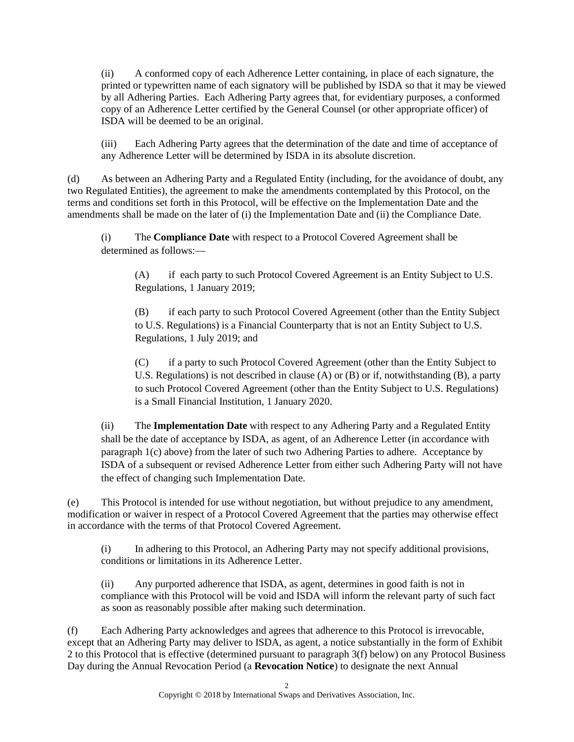(ii) A conformed copy of each Adherence Letter containing, in place of each signature, the printed or typewritten name of each signatory will be published by ISDA so that it may be viewed by all Adhering Parties. Each Adhering Party agrees that, for evidentiary purposes, a conformed copy of an Adherence Letter certified by the General Counsel (or other appropriate officer) of ISDA will be deemed to be an original.

(iii) Each Adhering Party agrees that the determination of the date and time of acceptance of any Adherence Letter will be determined by ISDA in its absolute discretion.

(d) As between an Adhering Party and a Regulated Entity (including, for the avoidance of doubt, any two Regulated Entities), the agreement to make the amendments contemplated by this Protocol, on the terms and conditions set forth in this Protocol, will be effective on the Implementation Date and the amendments shall be made on the later of (i) the Implementation Date and (ii) the Compliance Date.

(i) The **Compliance Date** with respect to a Protocol Covered Agreement shall be determined as follows:—

(A) if each party to such Protocol Covered Agreement is an Entity Subject to U.S. Regulations, 1 January 2019;

(B) if each party to such Protocol Covered Agreement (other than the Entity Subject to U.S. Regulations) is a Financial Counterparty that is not an Entity Subject to U.S. Regulations, 1 July 2019; and

(C) if a party to such Protocol Covered Agreement (other than the Entity Subject to U.S. Regulations) is not described in clause (A) or (B) or if, notwithstanding (B), a party to such Protocol Covered Agreement (other than the Entity Subject to U.S. Regulations) is a Small Financial Institution, 1 January 2020.

(ii) The **Implementation Date** with respect to any Adhering Party and a Regulated Entity shall be the date of acceptance by ISDA, as agent, of an Adherence Letter (in accordance with paragraph 1(c) above) from the later of such two Adhering Parties to adhere. Acceptance by ISDA of a subsequent or revised Adherence Letter from either such Adhering Party will not have the effect of changing such Implementation Date.

(e) This Protocol is intended for use without negotiation, but without prejudice to any amendment, modification or waiver in respect of a Protocol Covered Agreement that the parties may otherwise effect in accordance with the terms of that Protocol Covered Agreement.

(i) In adhering to this Protocol, an Adhering Party may not specify additional provisions, conditions or limitations in its Adherence Letter.

(ii) Any purported adherence that ISDA, as agent, determines in good faith is not in compliance with this Protocol will be void and ISDA will inform the relevant party of such fact as soon as reasonably possible after making such determination.

(f) Each Adhering Party acknowledges and agrees that adherence to this Protocol is irrevocable, except that an Adhering Party may deliver to ISDA, as agent, a notice substantially in the form of Exhibit 2 to this Protocol that is effective (determined pursuant to paragraph 3(f) below) on any Protocol Business Day during the Annual Revocation Period (a **Revocation Notice**) to designate the next Annual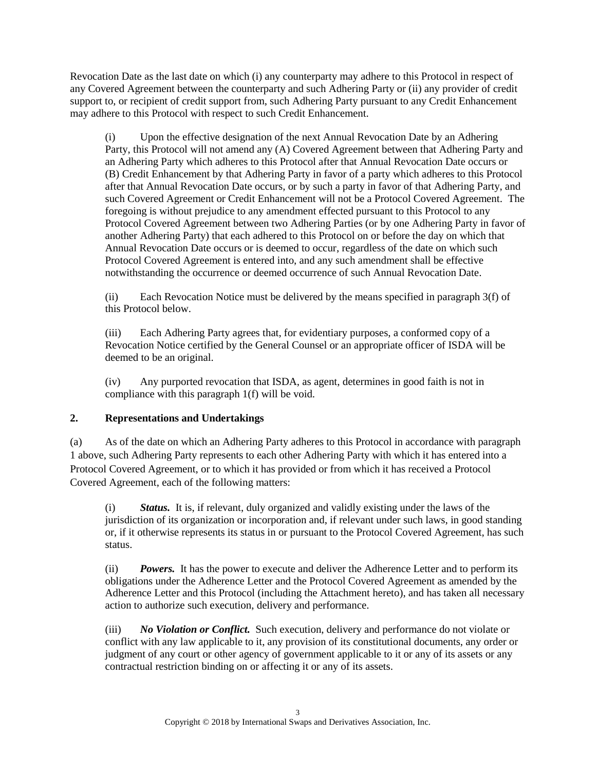Revocation Date as the last date on which (i) any counterparty may adhere to this Protocol in respect of any Covered Agreement between the counterparty and such Adhering Party or (ii) any provider of credit support to, or recipient of credit support from, such Adhering Party pursuant to any Credit Enhancement may adhere to this Protocol with respect to such Credit Enhancement.

(i) Upon the effective designation of the next Annual Revocation Date by an Adhering Party, this Protocol will not amend any (A) Covered Agreement between that Adhering Party and an Adhering Party which adheres to this Protocol after that Annual Revocation Date occurs or (B) Credit Enhancement by that Adhering Party in favor of a party which adheres to this Protocol after that Annual Revocation Date occurs, or by such a party in favor of that Adhering Party, and such Covered Agreement or Credit Enhancement will not be a Protocol Covered Agreement. The foregoing is without prejudice to any amendment effected pursuant to this Protocol to any Protocol Covered Agreement between two Adhering Parties (or by one Adhering Party in favor of another Adhering Party) that each adhered to this Protocol on or before the day on which that Annual Revocation Date occurs or is deemed to occur, regardless of the date on which such Protocol Covered Agreement is entered into, and any such amendment shall be effective notwithstanding the occurrence or deemed occurrence of such Annual Revocation Date.

(ii) Each Revocation Notice must be delivered by the means specified in paragraph 3(f) of this Protocol below.

(iii) Each Adhering Party agrees that, for evidentiary purposes, a conformed copy of a Revocation Notice certified by the General Counsel or an appropriate officer of ISDA will be deemed to be an original.

(iv) Any purported revocation that ISDA, as agent, determines in good faith is not in compliance with this paragraph 1(f) will be void.

## 2. Representations and Undertakings

(a) As of the date on which an Adhering Party adheres to this Protocol in accordance with paragraph 1 above, such Adhering Party represents to each other Adhering Party with which it has entered into a Protocol Covered Agreement, or to which it has provided or from which it has received a Protocol Covered Agreement, each of the following matters:

(i) ***Status.*** It is, if relevant, duly organized and validly existing under the laws of the jurisdiction of its organization or incorporation and, if relevant under such laws, in good standing or, if it otherwise represents its status in or pursuant to the Protocol Covered Agreement, has such status.

(ii) ***Powers.*** It has the power to execute and deliver the Adherence Letter and to perform its obligations under the Adherence Letter and the Protocol Covered Agreement as amended by the Adherence Letter and this Protocol (including the Attachment hereto), and has taken all necessary action to authorize such execution, delivery and performance.

(iii) ***No Violation or Conflict.*** Such execution, delivery and performance do not violate or conflict with any law applicable to it, any provision of its constitutional documents, any order or judgment of any court or other agency of government applicable to it or any of its assets or any contractual restriction binding on or affecting it or any of its assets.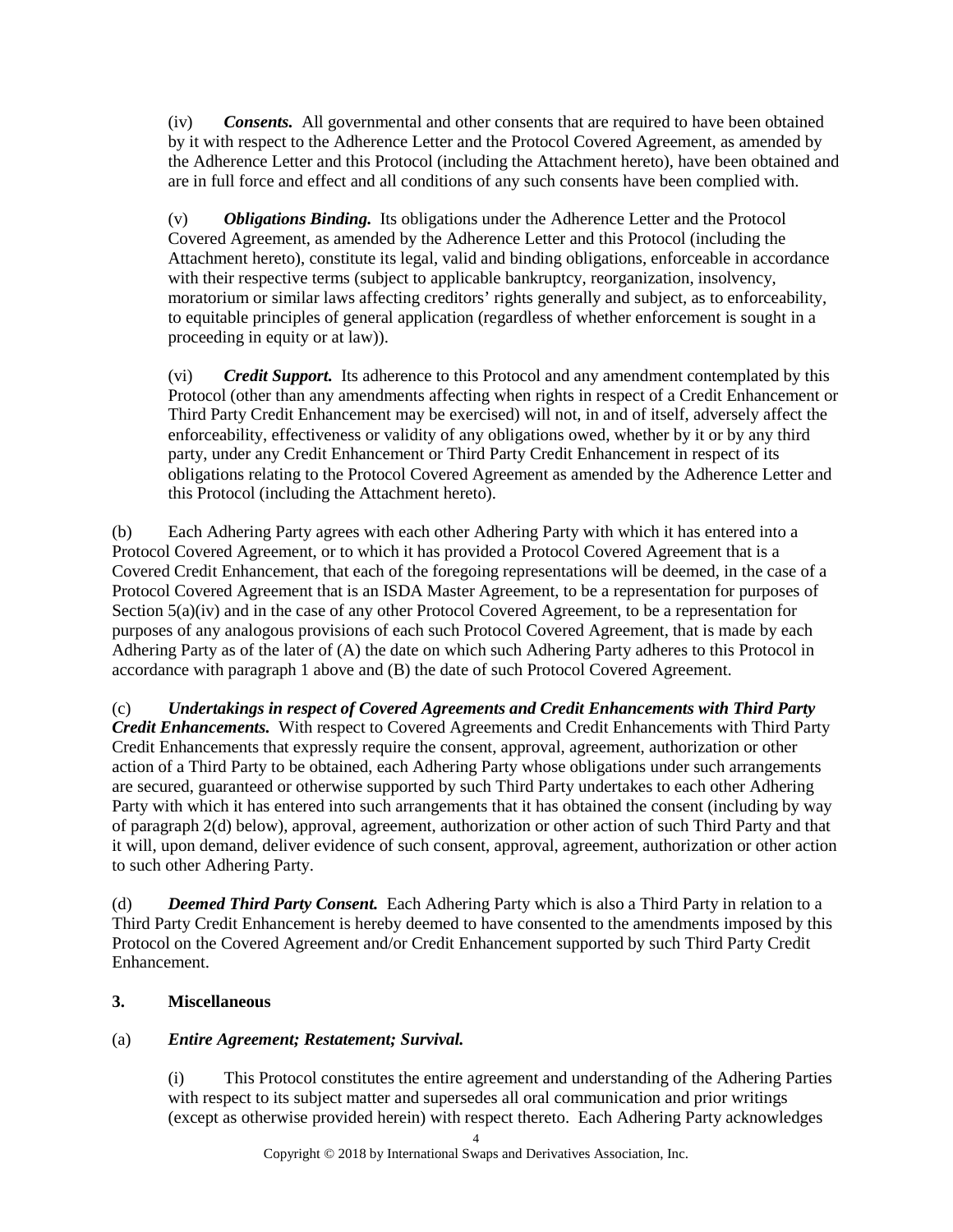(iv) ***Consents.*** All governmental and other consents that are required to have been obtained by it with respect to the Adherence Letter and the Protocol Covered Agreement, as amended by the Adherence Letter and this Protocol (including the Attachment hereto), have been obtained and are in full force and effect and all conditions of any such consents have been complied with.

(v) ***Obligations Binding.*** Its obligations under the Adherence Letter and the Protocol Covered Agreement, as amended by the Adherence Letter and this Protocol (including the Attachment hereto), constitute its legal, valid and binding obligations, enforceable in accordance with their respective terms (subject to applicable bankruptcy, reorganization, insolvency, moratorium or similar laws affecting creditors' rights generally and subject, as to enforceability, to equitable principles of general application (regardless of whether enforcement is sought in a proceeding in equity or at law)).

(vi) ***Credit Support.*** Its adherence to this Protocol and any amendment contemplated by this Protocol (other than any amendments affecting when rights in respect of a Credit Enhancement or Third Party Credit Enhancement may be exercised) will not, in and of itself, adversely affect the enforceability, effectiveness or validity of any obligations owed, whether by it or by any third party, under any Credit Enhancement or Third Party Credit Enhancement in respect of its obligations relating to the Protocol Covered Agreement as amended by the Adherence Letter and this Protocol (including the Attachment hereto).

(b) Each Adhering Party agrees with each other Adhering Party with which it has entered into a Protocol Covered Agreement, or to which it has provided a Protocol Covered Agreement that is a Covered Credit Enhancement, that each of the foregoing representations will be deemed, in the case of a Protocol Covered Agreement that is an ISDA Master Agreement, to be a representation for purposes of Section 5(a)(iv) and in the case of any other Protocol Covered Agreement, to be a representation for purposes of any analogous provisions of each such Protocol Covered Agreement, that is made by each Adhering Party as of the later of (A) the date on which such Adhering Party adheres to this Protocol in accordance with paragraph 1 above and (B) the date of such Protocol Covered Agreement.

(c) ***Undertakings in respect of Covered Agreements and Credit Enhancements with Third Party Credit Enhancements.*** With respect to Covered Agreements and Credit Enhancements with Third Party Credit Enhancements that expressly require the consent, approval, agreement, authorization or other action of a Third Party to be obtained, each Adhering Party whose obligations under such arrangements are secured, guaranteed or otherwise supported by such Third Party undertakes to each other Adhering Party with which it has entered into such arrangements that it has obtained the consent (including by way of paragraph 2(d) below), approval, agreement, authorization or other action of such Third Party and that it will, upon demand, deliver evidence of such consent, approval, agreement, authorization or other action to such other Adhering Party.

(d) ***Deemed Third Party Consent.*** Each Adhering Party which is also a Third Party in relation to a Third Party Credit Enhancement is hereby deemed to have consented to the amendments imposed by this Protocol on the Covered Agreement and/or Credit Enhancement supported by such Third Party Credit Enhancement.

## 3. Miscellaneous

(a) ***Entire Agreement; Restatement; Survival.***

(i) This Protocol constitutes the entire agreement and understanding of the Adhering Parties with respect to its subject matter and supersedes all oral communication and prior writings (except as otherwise provided herein) with respect thereto. Each Adhering Party acknowledges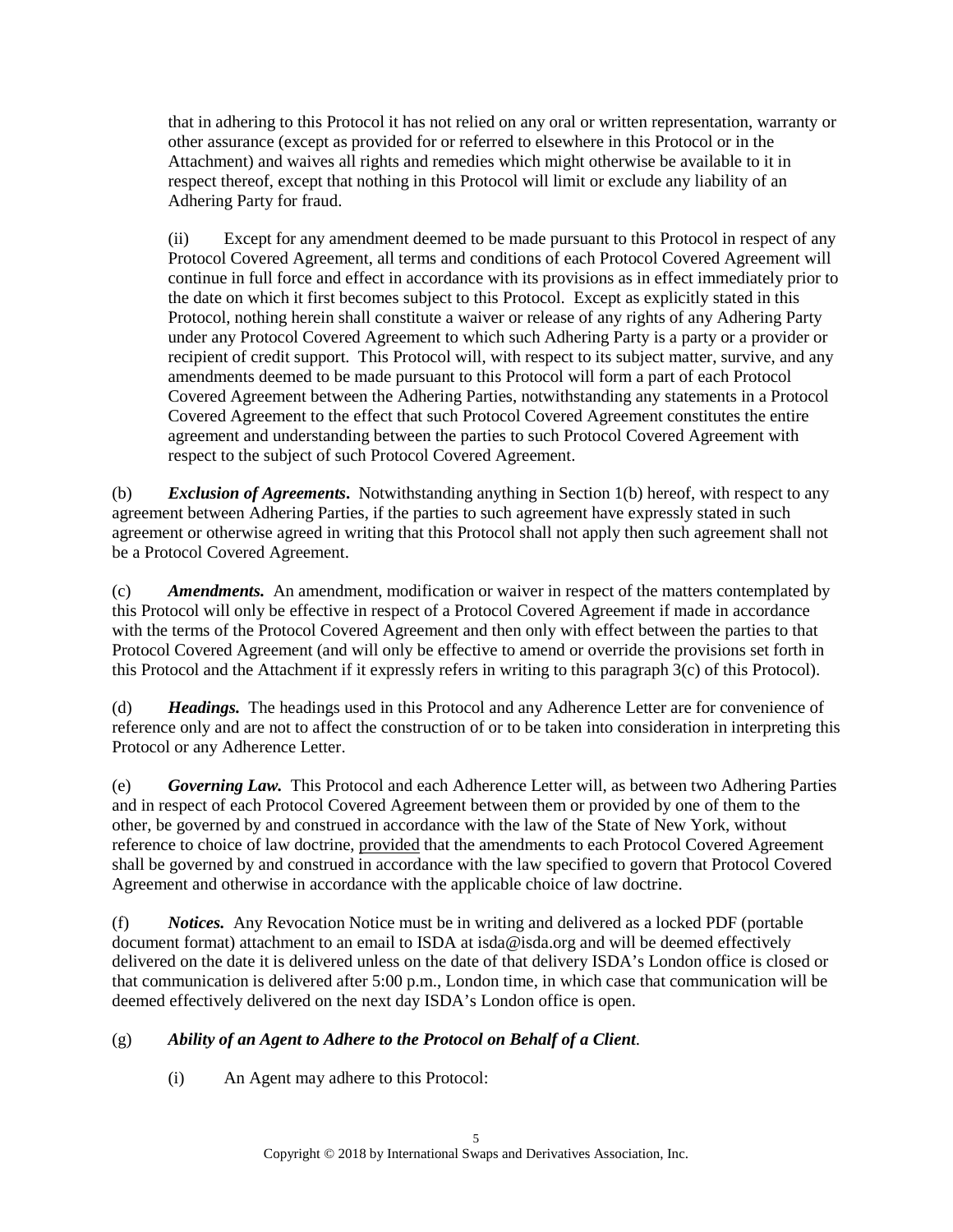that in adhering to this Protocol it has not relied on any oral or written representation, warranty or other assurance (except as provided for or referred to elsewhere in this Protocol or in the Attachment) and waives all rights and remedies which might otherwise be available to it in respect thereof, except that nothing in this Protocol will limit or exclude any liability of an Adhering Party for fraud.

(ii) Except for any amendment deemed to be made pursuant to this Protocol in respect of any Protocol Covered Agreement, all terms and conditions of each Protocol Covered Agreement will continue in full force and effect in accordance with its provisions as in effect immediately prior to the date on which it first becomes subject to this Protocol. Except as explicitly stated in this Protocol, nothing herein shall constitute a waiver or release of any rights of any Adhering Party under any Protocol Covered Agreement to which such Adhering Party is a party or a provider or recipient of credit support. This Protocol will, with respect to its subject matter, survive, and any amendments deemed to be made pursuant to this Protocol will form a part of each Protocol Covered Agreement between the Adhering Parties, notwithstanding any statements in a Protocol Covered Agreement to the effect that such Protocol Covered Agreement constitutes the entire agreement and understanding between the parties to such Protocol Covered Agreement with respect to the subject of such Protocol Covered Agreement.

(b) ***Exclusion of Agreements***. Notwithstanding anything in Section 1(b) hereof, with respect to any agreement between Adhering Parties, if the parties to such agreement have expressly stated in such agreement or otherwise agreed in writing that this Protocol shall not apply then such agreement shall not be a Protocol Covered Agreement.

(c) ***Amendments.*** An amendment, modification or waiver in respect of the matters contemplated by this Protocol will only be effective in respect of a Protocol Covered Agreement if made in accordance with the terms of the Protocol Covered Agreement and then only with effect between the parties to that Protocol Covered Agreement (and will only be effective to amend or override the provisions set forth in this Protocol and the Attachment if it expressly refers in writing to this paragraph 3(c) of this Protocol).

(d) ***Headings.*** The headings used in this Protocol and any Adherence Letter are for convenience of reference only and are not to affect the construction of or to be taken into consideration in interpreting this Protocol or any Adherence Letter.

(e) ***Governing Law.*** This Protocol and each Adherence Letter will, as between two Adhering Parties and in respect of each Protocol Covered Agreement between them or provided by one of them to the other, be governed by and construed in accordance with the law of the State of New York, without reference to choice of law doctrine, provided that the amendments to each Protocol Covered Agreement shall be governed by and construed in accordance with the law specified to govern that Protocol Covered Agreement and otherwise in accordance with the applicable choice of law doctrine.

(f) ***Notices.*** Any Revocation Notice must be in writing and delivered as a locked PDF (portable document format) attachment to an email to ISDA at isda@isda.org and will be deemed effectively delivered on the date it is delivered unless on the date of that delivery ISDA's London office is closed or that communication is delivered after 5:00 p.m., London time, in which case that communication will be deemed effectively delivered on the next day ISDA's London office is open.

(g) ***Ability of an Agent to Adhere to the Protocol on Behalf of a Client***.

(i) An Agent may adhere to this Protocol: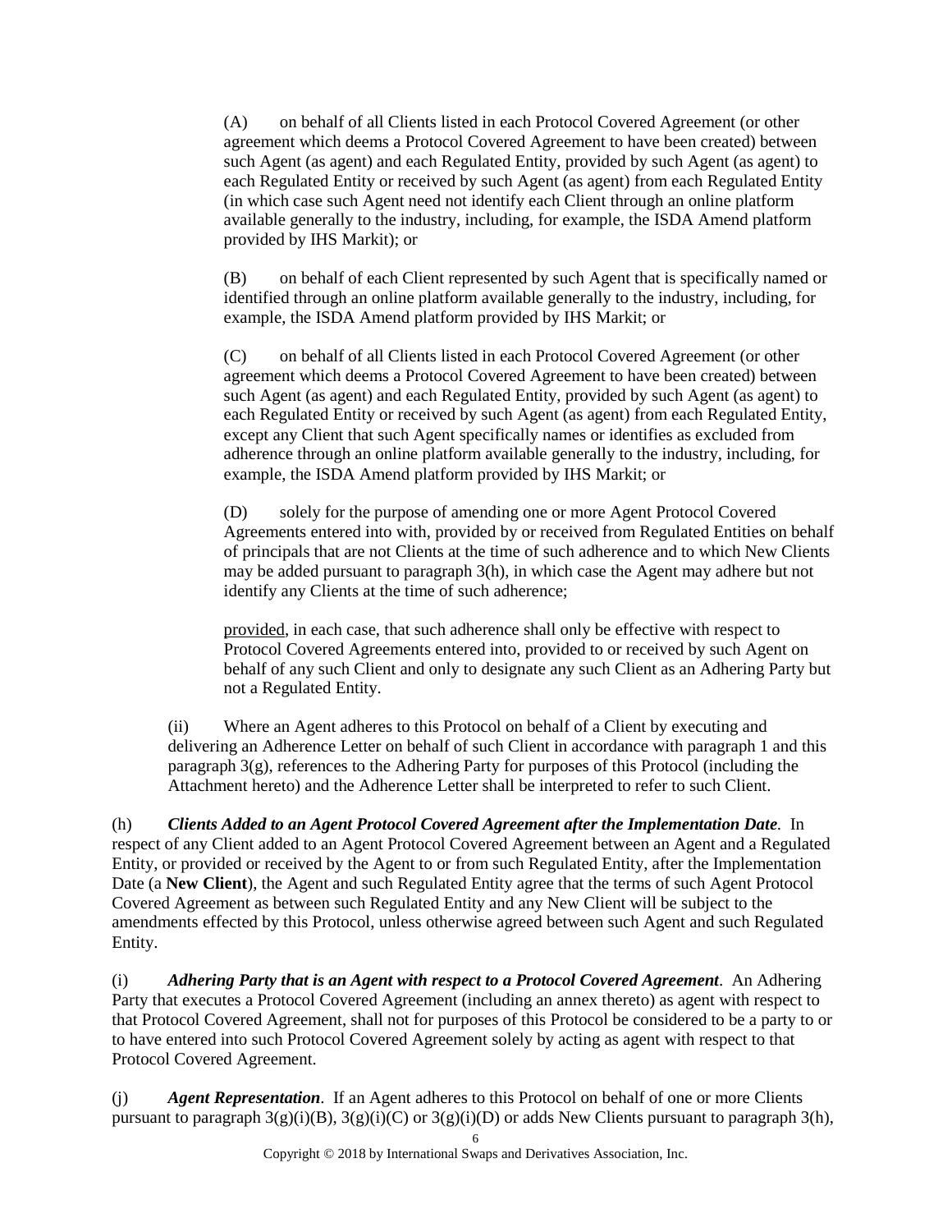(A) on behalf of all Clients listed in each Protocol Covered Agreement (or other agreement which deems a Protocol Covered Agreement to have been created) between such Agent (as agent) and each Regulated Entity, provided by such Agent (as agent) to each Regulated Entity or received by such Agent (as agent) from each Regulated Entity (in which case such Agent need not identify each Client through an online platform available generally to the industry, including, for example, the ISDA Amend platform provided by IHS Markit); or

(B) on behalf of each Client represented by such Agent that is specifically named or identified through an online platform available generally to the industry, including, for example, the ISDA Amend platform provided by IHS Markit; or

(C) on behalf of all Clients listed in each Protocol Covered Agreement (or other agreement which deems a Protocol Covered Agreement to have been created) between such Agent (as agent) and each Regulated Entity, provided by such Agent (as agent) to each Regulated Entity or received by such Agent (as agent) from each Regulated Entity, except any Client that such Agent specifically names or identifies as excluded from adherence through an online platform available generally to the industry, including, for example, the ISDA Amend platform provided by IHS Markit; or

(D) solely for the purpose of amending one or more Agent Protocol Covered Agreements entered into with, provided by or received from Regulated Entities on behalf of principals that are not Clients at the time of such adherence and to which New Clients may be added pursuant to paragraph 3(h), in which case the Agent may adhere but not identify any Clients at the time of such adherence;

provided, in each case, that such adherence shall only be effective with respect to Protocol Covered Agreements entered into, provided to or received by such Agent on behalf of any such Client and only to designate any such Client as an Adhering Party but not a Regulated Entity.

(ii) Where an Agent adheres to this Protocol on behalf of a Client by executing and delivering an Adherence Letter on behalf of such Client in accordance with paragraph 1 and this paragraph 3(g), references to the Adhering Party for purposes of this Protocol (including the Attachment hereto) and the Adherence Letter shall be interpreted to refer to such Client.

(h) ***Clients Added to an Agent Protocol Covered Agreement after the Implementation Date*.** In respect of any Client added to an Agent Protocol Covered Agreement between an Agent and a Regulated Entity, or provided or received by the Agent to or from such Regulated Entity, after the Implementation Date (a **New Client**), the Agent and such Regulated Entity agree that the terms of such Agent Protocol Covered Agreement as between such Regulated Entity and any New Client will be subject to the amendments effected by this Protocol, unless otherwise agreed between such Agent and such Regulated Entity.

(i) ***Adhering Party that is an Agent with respect to a Protocol Covered Agreement*.** An Adhering Party that executes a Protocol Covered Agreement (including an annex thereto) as agent with respect to that Protocol Covered Agreement, shall not for purposes of this Protocol be considered to be a party to or to have entered into such Protocol Covered Agreement solely by acting as agent with respect to that Protocol Covered Agreement.

(j) ***Agent Representation*.** If an Agent adheres to this Protocol on behalf of one or more Clients pursuant to paragraph 3(g)(i)(B), 3(g)(i)(C) or 3(g)(i)(D) or adds New Clients pursuant to paragraph 3(h),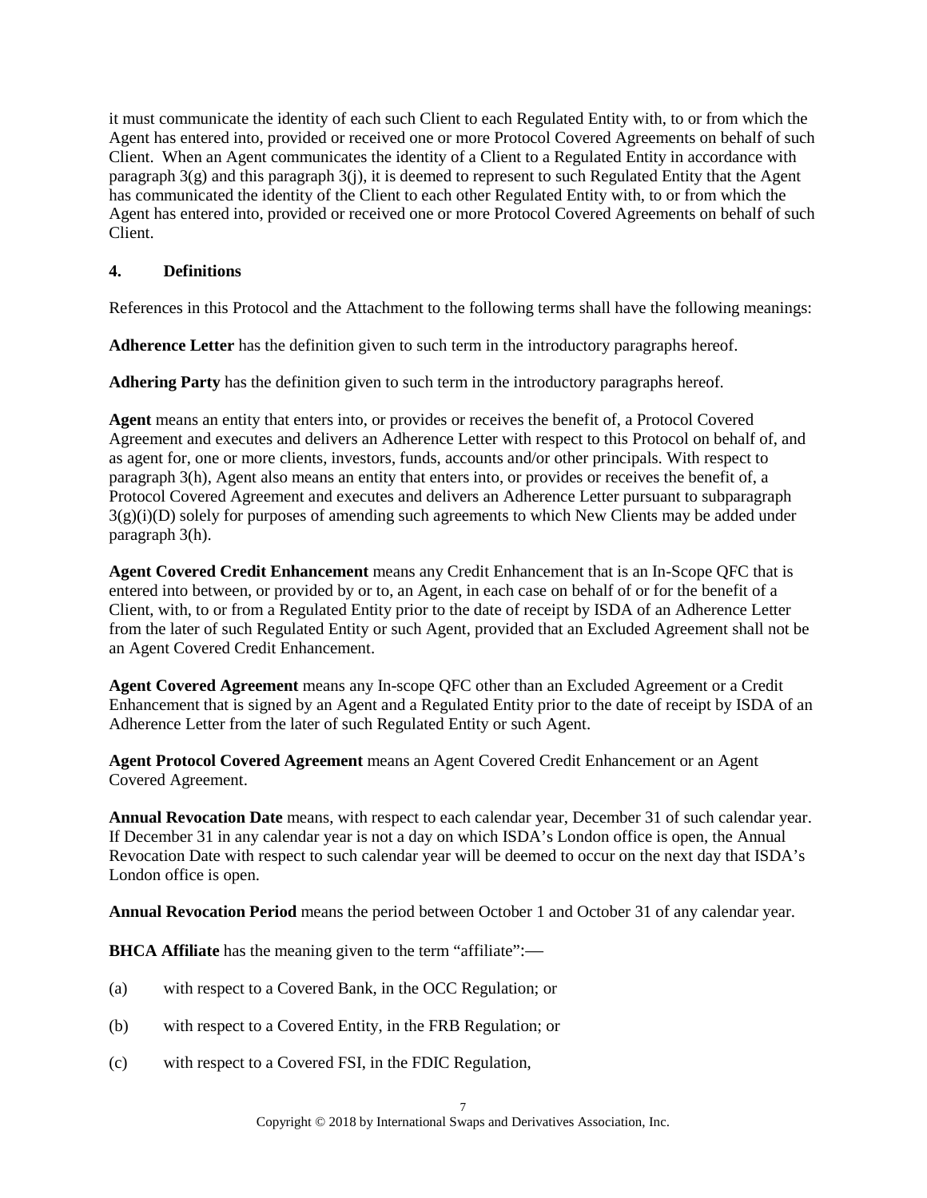it must communicate the identity of each such Client to each Regulated Entity with, to or from which the Agent has entered into, provided or received one or more Protocol Covered Agreements on behalf of such Client. When an Agent communicates the identity of a Client to a Regulated Entity in accordance with paragraph 3(g) and this paragraph 3(j), it is deemed to represent to such Regulated Entity that the Agent has communicated the identity of the Client to each other Regulated Entity with, to or from which the Agent has entered into, provided or received one or more Protocol Covered Agreements on behalf of such Client.

## 4. Definitions

References in this Protocol and the Attachment to the following terms shall have the following meanings:

**Adherence Letter** has the definition given to such term in the introductory paragraphs hereof.

**Adhering Party** has the definition given to such term in the introductory paragraphs hereof.

**Agent** means an entity that enters into, or provides or receives the benefit of, a Protocol Covered Agreement and executes and delivers an Adherence Letter with respect to this Protocol on behalf of, and as agent for, one or more clients, investors, funds, accounts and/or other principals. With respect to paragraph 3(h), Agent also means an entity that enters into, or provides or receives the benefit of, a Protocol Covered Agreement and executes and delivers an Adherence Letter pursuant to subparagraph 3(g)(i)(D) solely for purposes of amending such agreements to which New Clients may be added under paragraph 3(h).

**Agent Covered Credit Enhancement** means any Credit Enhancement that is an In-Scope QFC that is entered into between, or provided by or to, an Agent, in each case on behalf of or for the benefit of a Client, with, to or from a Regulated Entity prior to the date of receipt by ISDA of an Adherence Letter from the later of such Regulated Entity or such Agent, provided that an Excluded Agreement shall not be an Agent Covered Credit Enhancement.

**Agent Covered Agreement** means any In-scope QFC other than an Excluded Agreement or a Credit Enhancement that is signed by an Agent and a Regulated Entity prior to the date of receipt by ISDA of an Adherence Letter from the later of such Regulated Entity or such Agent.

**Agent Protocol Covered Agreement** means an Agent Covered Credit Enhancement or an Agent Covered Agreement.

**Annual Revocation Date** means, with respect to each calendar year, December 31 of such calendar year. If December 31 in any calendar year is not a day on which ISDA's London office is open, the Annual Revocation Date with respect to such calendar year will be deemed to occur on the next day that ISDA's London office is open.

**Annual Revocation Period** means the period between October 1 and October 31 of any calendar year.

**BHCA Affiliate** has the meaning given to the term "affiliate":—

(a) with respect to a Covered Bank, in the OCC Regulation; or

(b) with respect to a Covered Entity, in the FRB Regulation; or

(c) with respect to a Covered FSI, in the FDIC Regulation,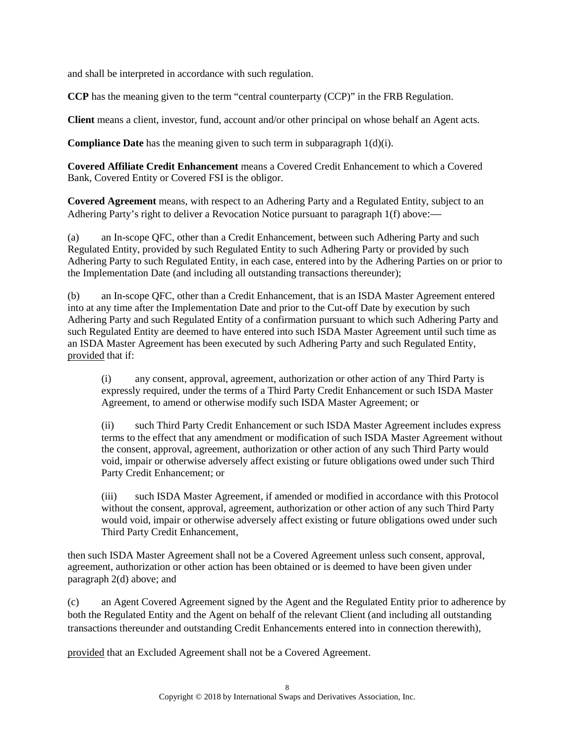and shall be interpreted in accordance with such regulation.

**CCP** has the meaning given to the term "central counterparty (CCP)" in the FRB Regulation.

**Client** means a client, investor, fund, account and/or other principal on whose behalf an Agent acts.

**Compliance Date** has the meaning given to such term in subparagraph 1(d)(i).

**Covered Affiliate Credit Enhancement** means a Covered Credit Enhancement to which a Covered Bank, Covered Entity or Covered FSI is the obligor.

**Covered Agreement** means, with respect to an Adhering Party and a Regulated Entity, subject to an Adhering Party's right to deliver a Revocation Notice pursuant to paragraph 1(f) above:—

(a) an In-scope QFC, other than a Credit Enhancement, between such Adhering Party and such Regulated Entity, provided by such Regulated Entity to such Adhering Party or provided by such Adhering Party to such Regulated Entity, in each case, entered into by the Adhering Parties on or prior to the Implementation Date (and including all outstanding transactions thereunder);

(b) an In-scope QFC, other than a Credit Enhancement, that is an ISDA Master Agreement entered into at any time after the Implementation Date and prior to the Cut-off Date by execution by such Adhering Party and such Regulated Entity of a confirmation pursuant to which such Adhering Party and such Regulated Entity are deemed to have entered into such ISDA Master Agreement until such time as an ISDA Master Agreement has been executed by such Adhering Party and such Regulated Entity, provided that if:

> (i) any consent, approval, agreement, authorization or other action of any Third Party is expressly required, under the terms of a Third Party Credit Enhancement or such ISDA Master Agreement, to amend or otherwise modify such ISDA Master Agreement; or
>
> (ii) such Third Party Credit Enhancement or such ISDA Master Agreement includes express terms to the effect that any amendment or modification of such ISDA Master Agreement without the consent, approval, agreement, authorization or other action of any such Third Party would void, impair or otherwise adversely affect existing or future obligations owed under such Third Party Credit Enhancement; or
>
> (iii) such ISDA Master Agreement, if amended or modified in accordance with this Protocol without the consent, approval, agreement, authorization or other action of any such Third Party would void, impair or otherwise adversely affect existing or future obligations owed under such Third Party Credit Enhancement,

then such ISDA Master Agreement shall not be a Covered Agreement unless such consent, approval, agreement, authorization or other action has been obtained or is deemed to have been given under paragraph 2(d) above; and

(c) an Agent Covered Agreement signed by the Agent and the Regulated Entity prior to adherence by both the Regulated Entity and the Agent on behalf of the relevant Client (and including all outstanding transactions thereunder and outstanding Credit Enhancements entered into in connection therewith),

provided that an Excluded Agreement shall not be a Covered Agreement.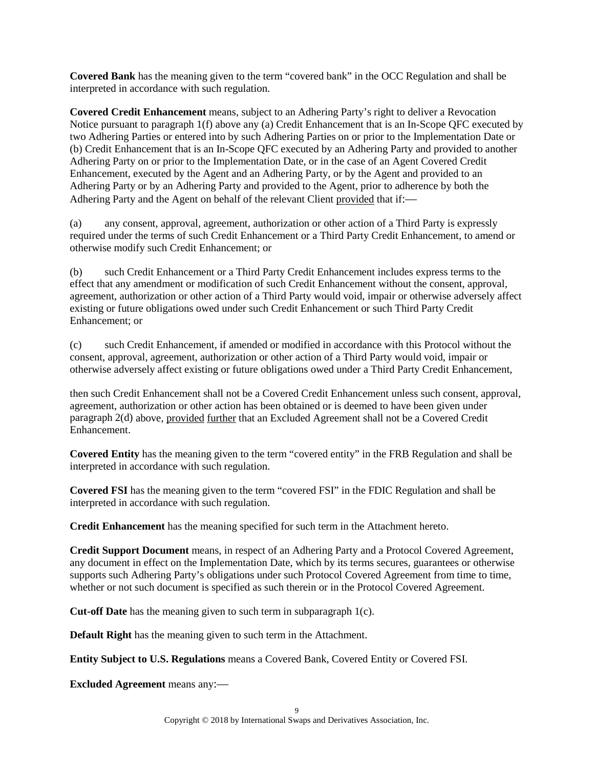**Covered Bank** has the meaning given to the term "covered bank" in the OCC Regulation and shall be interpreted in accordance with such regulation.

**Covered Credit Enhancement** means, subject to an Adhering Party's right to deliver a Revocation Notice pursuant to paragraph 1(f) above any (a) Credit Enhancement that is an In-Scope QFC executed by two Adhering Parties or entered into by such Adhering Parties on or prior to the Implementation Date or (b) Credit Enhancement that is an In-Scope QFC executed by an Adhering Party and provided to another Adhering Party on or prior to the Implementation Date, or in the case of an Agent Covered Credit Enhancement, executed by the Agent and an Adhering Party, or by the Agent and provided to an Adhering Party or by an Adhering Party and provided to the Agent, prior to adherence by both the Adhering Party and the Agent on behalf of the relevant Client provided that if:—

(a) any consent, approval, agreement, authorization or other action of a Third Party is expressly required under the terms of such Credit Enhancement or a Third Party Credit Enhancement, to amend or otherwise modify such Credit Enhancement; or

(b) such Credit Enhancement or a Third Party Credit Enhancement includes express terms to the effect that any amendment or modification of such Credit Enhancement without the consent, approval, agreement, authorization or other action of a Third Party would void, impair or otherwise adversely affect existing or future obligations owed under such Credit Enhancement or such Third Party Credit Enhancement; or

(c) such Credit Enhancement, if amended or modified in accordance with this Protocol without the consent, approval, agreement, authorization or other action of a Third Party would void, impair or otherwise adversely affect existing or future obligations owed under a Third Party Credit Enhancement,

then such Credit Enhancement shall not be a Covered Credit Enhancement unless such consent, approval, agreement, authorization or other action has been obtained or is deemed to have been given under paragraph 2(d) above, provided further that an Excluded Agreement shall not be a Covered Credit Enhancement.

**Covered Entity** has the meaning given to the term "covered entity" in the FRB Regulation and shall be interpreted in accordance with such regulation.

**Covered FSI** has the meaning given to the term "covered FSI" in the FDIC Regulation and shall be interpreted in accordance with such regulation.

**Credit Enhancement** has the meaning specified for such term in the Attachment hereto.

**Credit Support Document** means, in respect of an Adhering Party and a Protocol Covered Agreement, any document in effect on the Implementation Date, which by its terms secures, guarantees or otherwise supports such Adhering Party's obligations under such Protocol Covered Agreement from time to time, whether or not such document is specified as such therein or in the Protocol Covered Agreement.

**Cut-off Date** has the meaning given to such term in subparagraph 1(c).

**Default Right** has the meaning given to such term in the Attachment.

**Entity Subject to U.S. Regulations** means a Covered Bank, Covered Entity or Covered FSI.

**Excluded Agreement** means any:—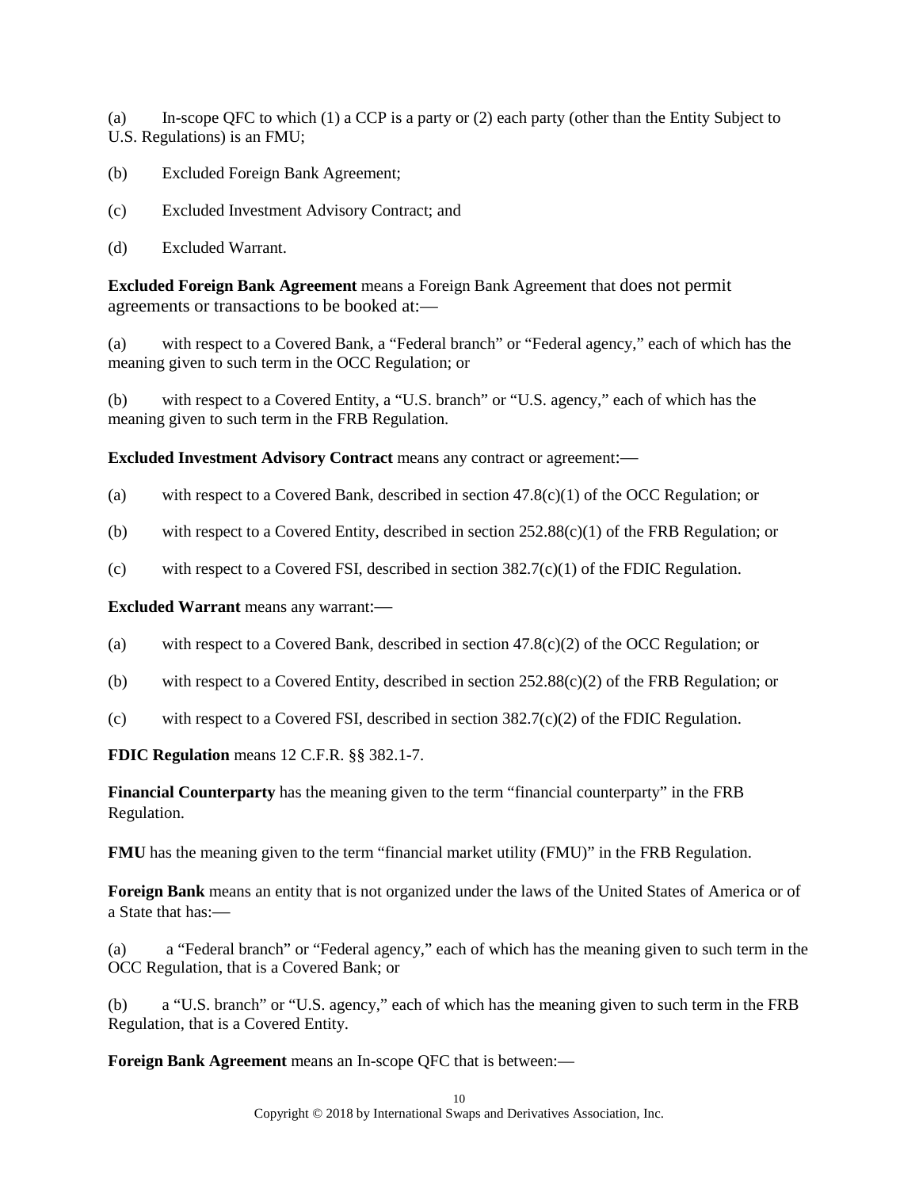(a) In-scope QFC to which (1) a CCP is a party or (2) each party (other than the Entity Subject to U.S. Regulations) is an FMU;

(b) Excluded Foreign Bank Agreement;

(c) Excluded Investment Advisory Contract; and

(d) Excluded Warrant.

**Excluded Foreign Bank Agreement** means a Foreign Bank Agreement that does not permit agreements or transactions to be booked at:—

(a) with respect to a Covered Bank, a "Federal branch" or "Federal agency," each of which has the meaning given to such term in the OCC Regulation; or

(b) with respect to a Covered Entity, a "U.S. branch" or "U.S. agency," each of which has the meaning given to such term in the FRB Regulation.

**Excluded Investment Advisory Contract** means any contract or agreement:—

(a) with respect to a Covered Bank, described in section 47.8(c)(1) of the OCC Regulation; or

(b) with respect to a Covered Entity, described in section 252.88(c)(1) of the FRB Regulation; or

(c) with respect to a Covered FSI, described in section 382.7(c)(1) of the FDIC Regulation.

**Excluded Warrant** means any warrant:—

(a) with respect to a Covered Bank, described in section 47.8(c)(2) of the OCC Regulation; or

(b) with respect to a Covered Entity, described in section 252.88(c)(2) of the FRB Regulation; or

(c) with respect to a Covered FSI, described in section 382.7(c)(2) of the FDIC Regulation.

**FDIC Regulation** means 12 C.F.R. §§ 382.1-7.

**Financial Counterparty** has the meaning given to the term "financial counterparty" in the FRB Regulation.

**FMU** has the meaning given to the term "financial market utility (FMU)" in the FRB Regulation.

**Foreign Bank** means an entity that is not organized under the laws of the United States of America or of a State that has:—

(a) a "Federal branch" or "Federal agency," each of which has the meaning given to such term in the OCC Regulation, that is a Covered Bank; or

(b) a "U.S. branch" or "U.S. agency," each of which has the meaning given to such term in the FRB Regulation, that is a Covered Entity.

**Foreign Bank Agreement** means an In-scope QFC that is between:—

Copyright © 2018 by International Swaps and Derivatives Association, Inc.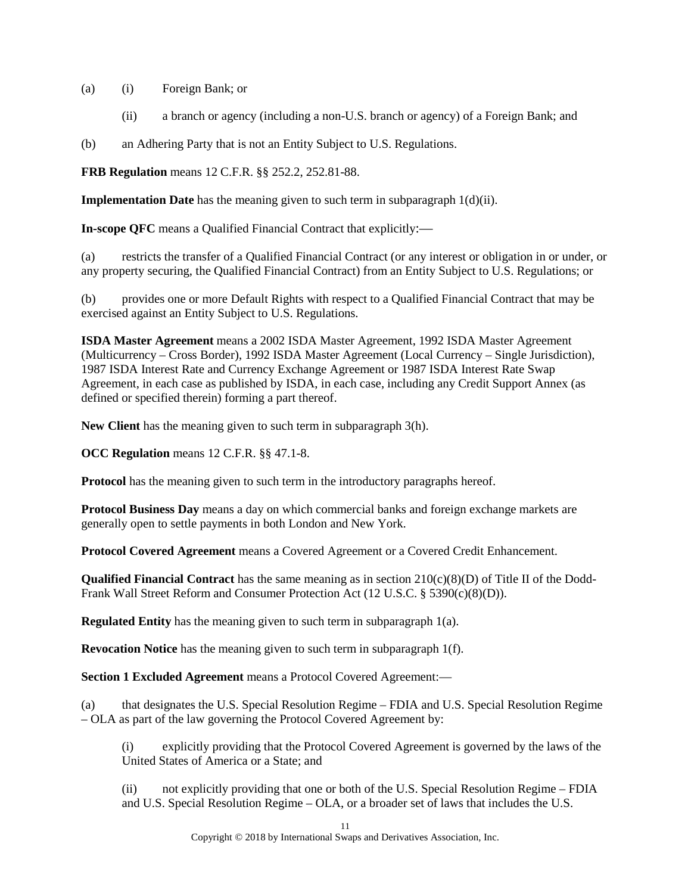(a) (i) Foreign Bank; or

(ii) a branch or agency (including a non-U.S. branch or agency) of a Foreign Bank; and

(b) an Adhering Party that is not an Entity Subject to U.S. Regulations.

**FRB Regulation** means 12 C.F.R. §§ 252.2, 252.81-88.

**Implementation Date** has the meaning given to such term in subparagraph 1(d)(ii).

**In-scope QFC** means a Qualified Financial Contract that explicitly:—

(a) restricts the transfer of a Qualified Financial Contract (or any interest or obligation in or under, or any property securing, the Qualified Financial Contract) from an Entity Subject to U.S. Regulations; or

(b) provides one or more Default Rights with respect to a Qualified Financial Contract that may be exercised against an Entity Subject to U.S. Regulations.

**ISDA Master Agreement** means a 2002 ISDA Master Agreement, 1992 ISDA Master Agreement (Multicurrency – Cross Border), 1992 ISDA Master Agreement (Local Currency – Single Jurisdiction), 1987 ISDA Interest Rate and Currency Exchange Agreement or 1987 ISDA Interest Rate Swap Agreement, in each case as published by ISDA, in each case, including any Credit Support Annex (as defined or specified therein) forming a part thereof.

**New Client** has the meaning given to such term in subparagraph 3(h).

**OCC Regulation** means 12 C.F.R. §§ 47.1-8.

**Protocol** has the meaning given to such term in the introductory paragraphs hereof.

**Protocol Business Day** means a day on which commercial banks and foreign exchange markets are generally open to settle payments in both London and New York.

**Protocol Covered Agreement** means a Covered Agreement or a Covered Credit Enhancement.

**Qualified Financial Contract** has the same meaning as in section 210(c)(8)(D) of Title II of the Dodd-Frank Wall Street Reform and Consumer Protection Act (12 U.S.C. § 5390(c)(8)(D)).

**Regulated Entity** has the meaning given to such term in subparagraph 1(a).

**Revocation Notice** has the meaning given to such term in subparagraph 1(f).

**Section 1 Excluded Agreement** means a Protocol Covered Agreement:—

(a) that designates the U.S. Special Resolution Regime – FDIA and U.S. Special Resolution Regime – OLA as part of the law governing the Protocol Covered Agreement by:

(i) explicitly providing that the Protocol Covered Agreement is governed by the laws of the United States of America or a State; and

(ii) not explicitly providing that one or both of the U.S. Special Resolution Regime – FDIA and U.S. Special Resolution Regime – OLA, or a broader set of laws that includes the U.S.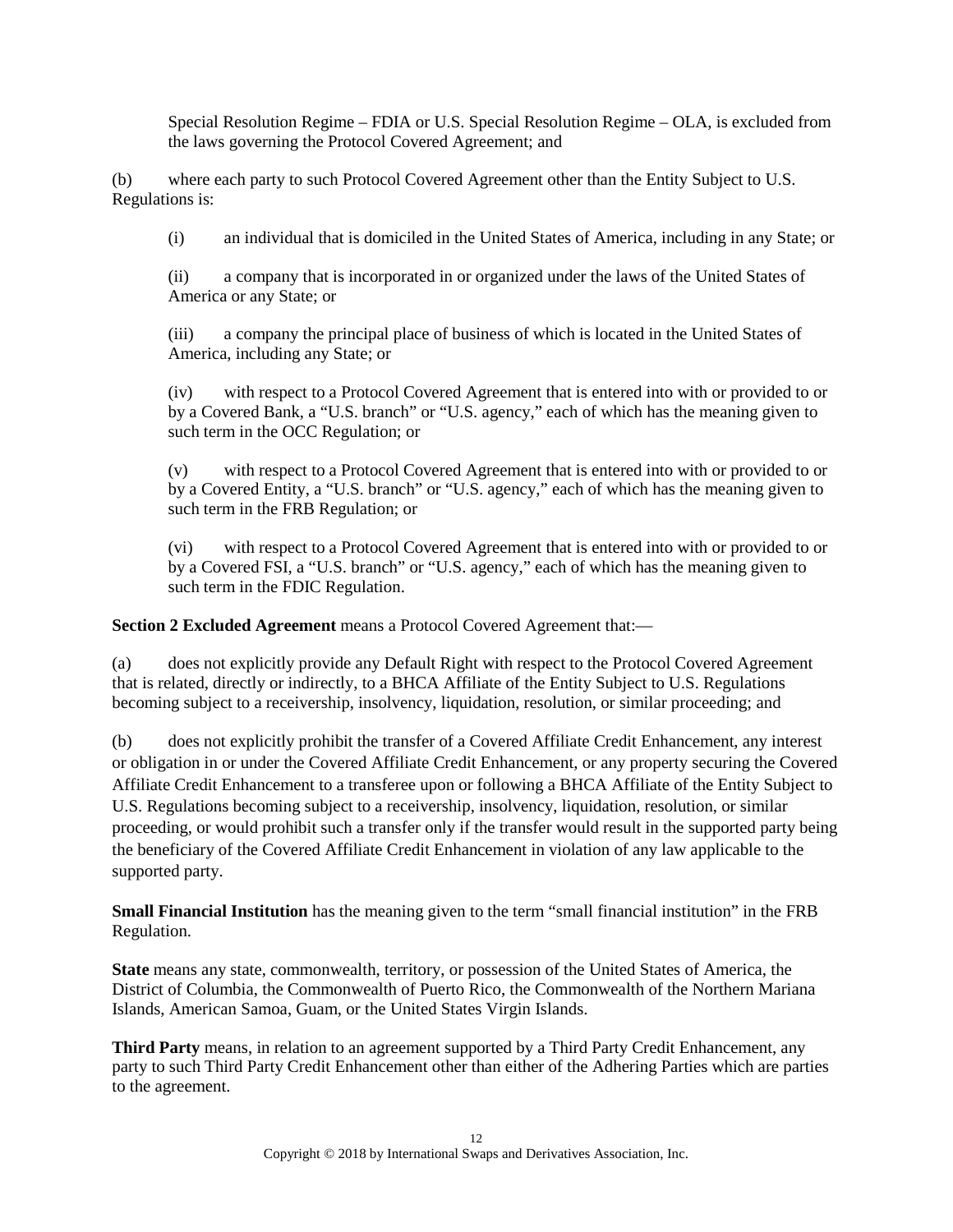Special Resolution Regime – FDIA or U.S. Special Resolution Regime – OLA, is excluded from the laws governing the Protocol Covered Agreement; and

(b) where each party to such Protocol Covered Agreement other than the Entity Subject to U.S. Regulations is:

(i) an individual that is domiciled in the United States of America, including in any State; or

(ii) a company that is incorporated in or organized under the laws of the United States of America or any State; or

(iii) a company the principal place of business of which is located in the United States of America, including any State; or

(iv) with respect to a Protocol Covered Agreement that is entered into with or provided to or by a Covered Bank, a "U.S. branch" or "U.S. agency," each of which has the meaning given to such term in the OCC Regulation; or

(v) with respect to a Protocol Covered Agreement that is entered into with or provided to or by a Covered Entity, a "U.S. branch" or "U.S. agency," each of which has the meaning given to such term in the FRB Regulation; or

(vi) with respect to a Protocol Covered Agreement that is entered into with or provided to or by a Covered FSI, a "U.S. branch" or "U.S. agency," each of which has the meaning given to such term in the FDIC Regulation.

**Section 2 Excluded Agreement** means a Protocol Covered Agreement that:—

(a) does not explicitly provide any Default Right with respect to the Protocol Covered Agreement that is related, directly or indirectly, to a BHCA Affiliate of the Entity Subject to U.S. Regulations becoming subject to a receivership, insolvency, liquidation, resolution, or similar proceeding; and

(b) does not explicitly prohibit the transfer of a Covered Affiliate Credit Enhancement, any interest or obligation in or under the Covered Affiliate Credit Enhancement, or any property securing the Covered Affiliate Credit Enhancement to a transferee upon or following a BHCA Affiliate of the Entity Subject to U.S. Regulations becoming subject to a receivership, insolvency, liquidation, resolution, or similar proceeding, or would prohibit such a transfer only if the transfer would result in the supported party being the beneficiary of the Covered Affiliate Credit Enhancement in violation of any law applicable to the supported party.

**Small Financial Institution** has the meaning given to the term "small financial institution" in the FRB Regulation.

**State** means any state, commonwealth, territory, or possession of the United States of America, the District of Columbia, the Commonwealth of Puerto Rico, the Commonwealth of the Northern Mariana Islands, American Samoa, Guam, or the United States Virgin Islands.

**Third Party** means, in relation to an agreement supported by a Third Party Credit Enhancement, any party to such Third Party Credit Enhancement other than either of the Adhering Parties which are parties to the agreement.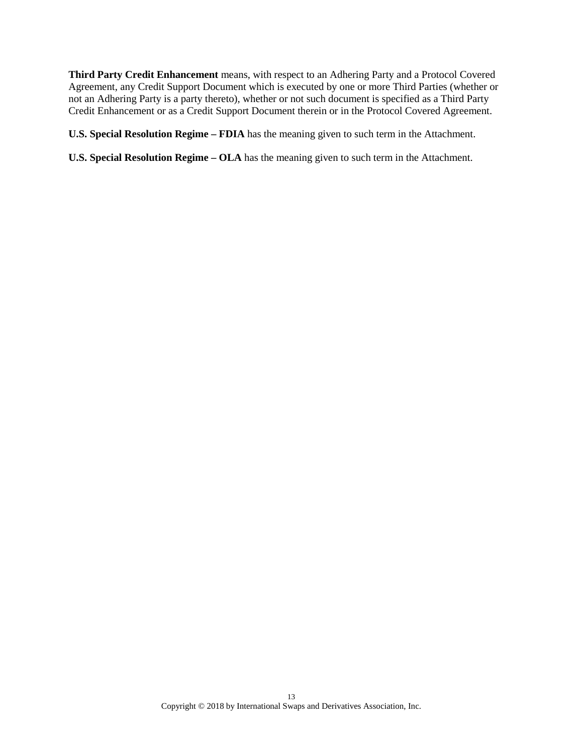**Third Party Credit Enhancement** means, with respect to an Adhering Party and a Protocol Covered Agreement, any Credit Support Document which is executed by one or more Third Parties (whether or not an Adhering Party is a party thereto), whether or not such document is specified as a Third Party Credit Enhancement or as a Credit Support Document therein or in the Protocol Covered Agreement.

**U.S. Special Resolution Regime – FDIA** has the meaning given to such term in the Attachment.

**U.S. Special Resolution Regime – OLA** has the meaning given to such term in the Attachment.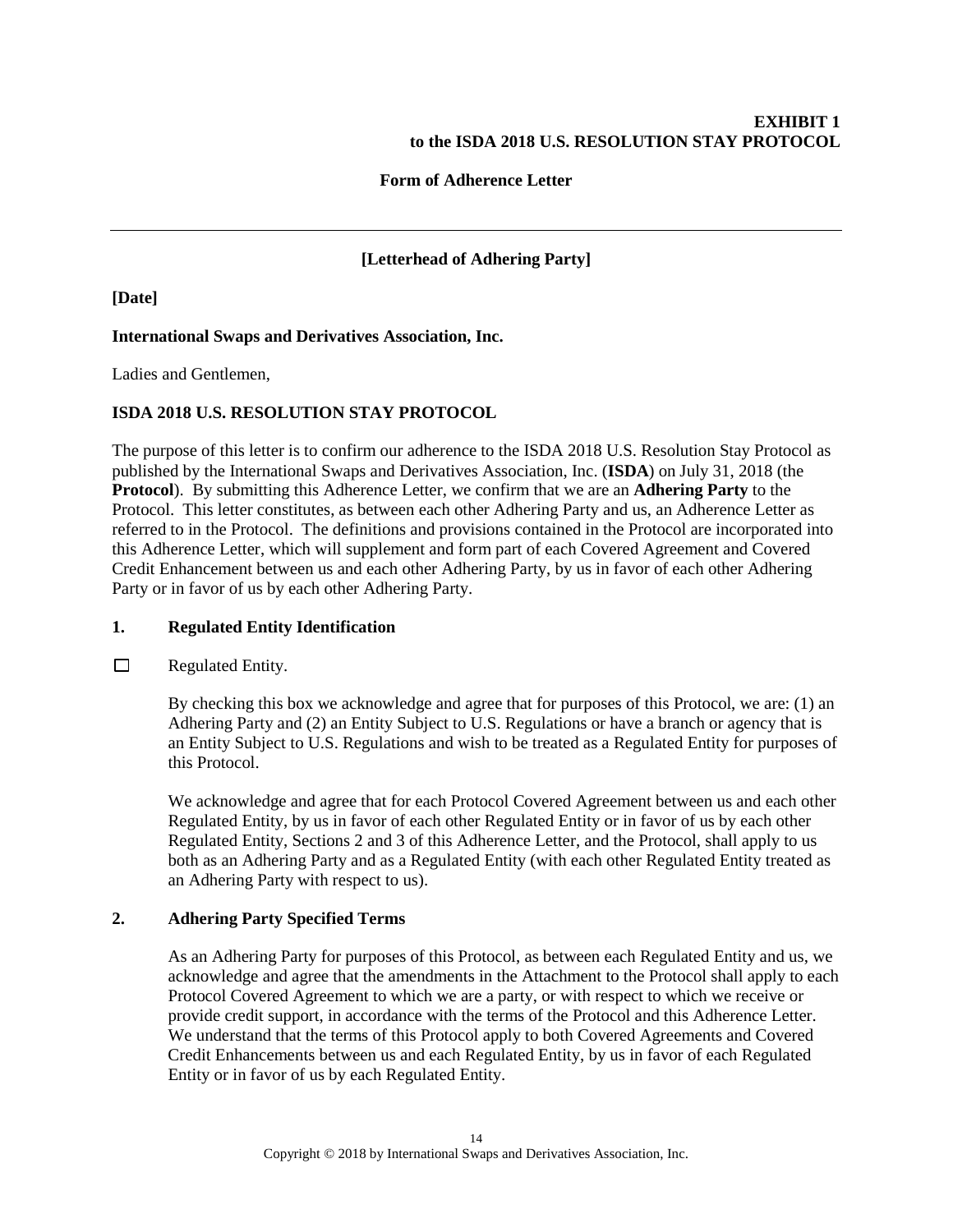**EXHIBIT 1**
**to the ISDA 2018 U.S. RESOLUTION STAY PROTOCOL**

**Form of Adherence Letter**

---

**[Letterhead of Adhering Party]**

**[Date]**

**International Swaps and Derivatives Association, Inc.**

Ladies and Gentlemen,

**ISDA 2018 U.S. RESOLUTION STAY PROTOCOL**

The purpose of this letter is to confirm our adherence to the ISDA 2018 U.S. Resolution Stay Protocol as published by the International Swaps and Derivatives Association, Inc. (**ISDA**) on July 31, 2018 (the **Protocol**). By submitting this Adherence Letter, we confirm that we are an **Adhering Party** to the Protocol. This letter constitutes, as between each other Adhering Party and us, an Adherence Letter as referred to in the Protocol. The definitions and provisions contained in the Protocol are incorporated into this Adherence Letter, which will supplement and form part of each Covered Agreement and Covered Credit Enhancement between us and each other Adhering Party, by us in favor of each other Adhering Party or in favor of us by each other Adhering Party.

## 1. Regulated Entity Identification

☐ Regulated Entity.

By checking this box we acknowledge and agree that for purposes of this Protocol, we are: (1) an Adhering Party and (2) an Entity Subject to U.S. Regulations or have a branch or agency that is an Entity Subject to U.S. Regulations and wish to be treated as a Regulated Entity for purposes of this Protocol.

We acknowledge and agree that for each Protocol Covered Agreement between us and each other Regulated Entity, by us in favor of each other Regulated Entity or in favor of us by each other Regulated Entity, Sections 2 and 3 of this Adherence Letter, and the Protocol, shall apply to us both as an Adhering Party and as a Regulated Entity (with each other Regulated Entity treated as an Adhering Party with respect to us).

## 2. Adhering Party Specified Terms

As an Adhering Party for purposes of this Protocol, as between each Regulated Entity and us, we acknowledge and agree that the amendments in the Attachment to the Protocol shall apply to each Protocol Covered Agreement to which we are a party, or with respect to which we receive or provide credit support, in accordance with the terms of the Protocol and this Adherence Letter. We understand that the terms of this Protocol apply to both Covered Agreements and Covered Credit Enhancements between us and each Regulated Entity, by us in favor of each Regulated Entity or in favor of us by each Regulated Entity.

Copyright © 2018 by International Swaps and Derivatives Association, Inc.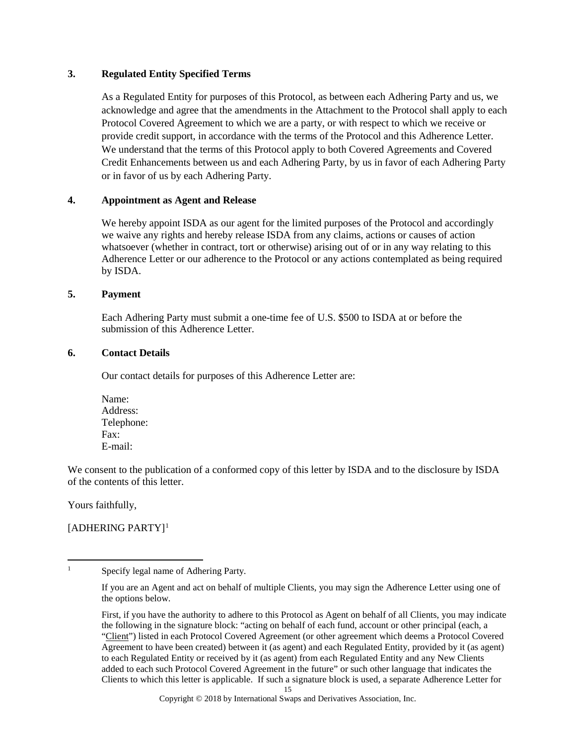## 3. Regulated Entity Specified Terms

As a Regulated Entity for purposes of this Protocol, as between each Adhering Party and us, we acknowledge and agree that the amendments in the Attachment to the Protocol shall apply to each Protocol Covered Agreement to which we are a party, or with respect to which we receive or provide credit support, in accordance with the terms of the Protocol and this Adherence Letter. We understand that the terms of this Protocol apply to both Covered Agreements and Covered Credit Enhancements between us and each Adhering Party, by us in favor of each Adhering Party or in favor of us by each Adhering Party.

## 4. Appointment as Agent and Release

We hereby appoint ISDA as our agent for the limited purposes of the Protocol and accordingly we waive any rights and hereby release ISDA from any claims, actions or causes of action whatsoever (whether in contract, tort or otherwise) arising out of or in any way relating to this Adherence Letter or our adherence to the Protocol or any actions contemplated as being required by ISDA.

## 5. Payment

Each Adhering Party must submit a one-time fee of U.S. $500 to ISDA at or before the submission of this Adherence Letter.

## 6. Contact Details

Our contact details for purposes of this Adherence Letter are:

Name:
Address:
Telephone:
Fax:
E-mail:

We consent to the publication of a conformed copy of this letter by ISDA and to the disclosure by ISDA of the contents of this letter.

Yours faithfully,

[ADHERING PARTY][1]

---

[1] Specify legal name of Adhering Party.

If you are an Agent and act on behalf of multiple Clients, you may sign the Adherence Letter using one of the options below.

First, if you have the authority to adhere to this Protocol as Agent on behalf of all Clients, you may indicate the following in the signature block: "acting on behalf of each fund, account or other principal (each, a "Client") listed in each Protocol Covered Agreement (or other agreement which deems a Protocol Covered Agreement to have been created) between it (as agent) and each Regulated Entity, provided by it (as agent) to each Regulated Entity or received by it (as agent) from each Regulated Entity and any New Clients added to each such Protocol Covered Agreement in the future" or such other language that indicates the Clients to which this letter is applicable. If such a signature block is used, a separate Adherence Letter for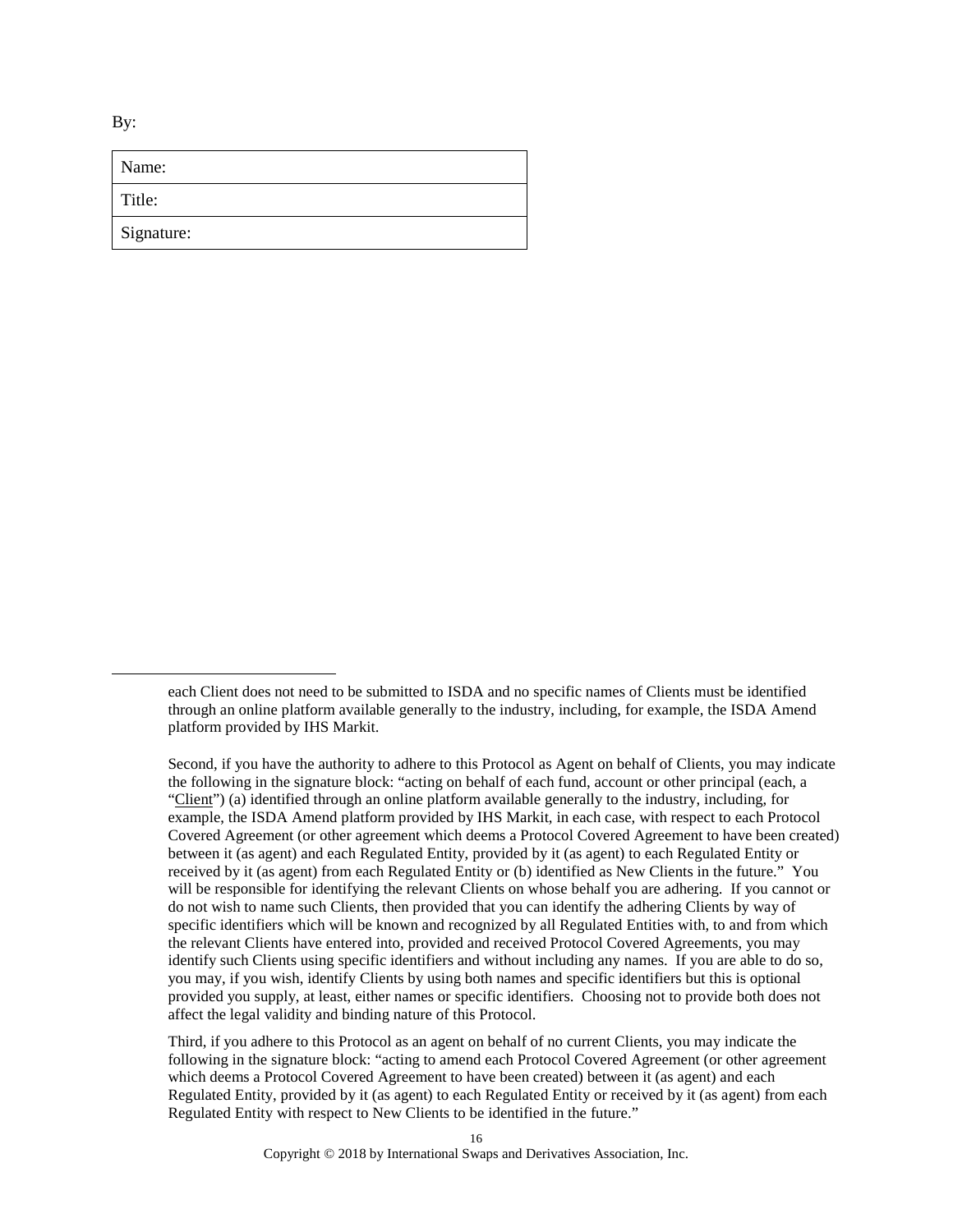By:

| Name: |
|---|
| Title: |
| Signature: |

---

each Client does not need to be submitted to ISDA and no specific names of Clients must be identified through an online platform available generally to the industry, including, for example, the ISDA Amend platform provided by IHS Markit.

Second, if you have the authority to adhere to this Protocol as Agent on behalf of Clients, you may indicate the following in the signature block: "acting on behalf of each fund, account or other principal (each, a "Client") (a) identified through an online platform available generally to the industry, including, for example, the ISDA Amend platform provided by IHS Markit, in each case, with respect to each Protocol Covered Agreement (or other agreement which deems a Protocol Covered Agreement to have been created) between it (as agent) and each Regulated Entity, provided by it (as agent) to each Regulated Entity or received by it (as agent) from each Regulated Entity or (b) identified as New Clients in the future." You will be responsible for identifying the relevant Clients on whose behalf you are adhering. If you cannot or do not wish to name such Clients, then provided that you can identify the adhering Clients by way of specific identifiers which will be known and recognized by all Regulated Entities with, to and from which the relevant Clients have entered into, provided and received Protocol Covered Agreements, you may identify such Clients using specific identifiers and without including any names. If you are able to do so, you may, if you wish, identify Clients by using both names and specific identifiers but this is optional provided you supply, at least, either names or specific identifiers. Choosing not to provide both does not affect the legal validity and binding nature of this Protocol.

Third, if you adhere to this Protocol as an agent on behalf of no current Clients, you may indicate the following in the signature block: "acting to amend each Protocol Covered Agreement (or other agreement which deems a Protocol Covered Agreement to have been created) between it (as agent) and each Regulated Entity, provided by it (as agent) to each Regulated Entity or received by it (as agent) from each Regulated Entity with respect to New Clients to be identified in the future."

Copyright © 2018 by International Swaps and Derivatives Association, Inc.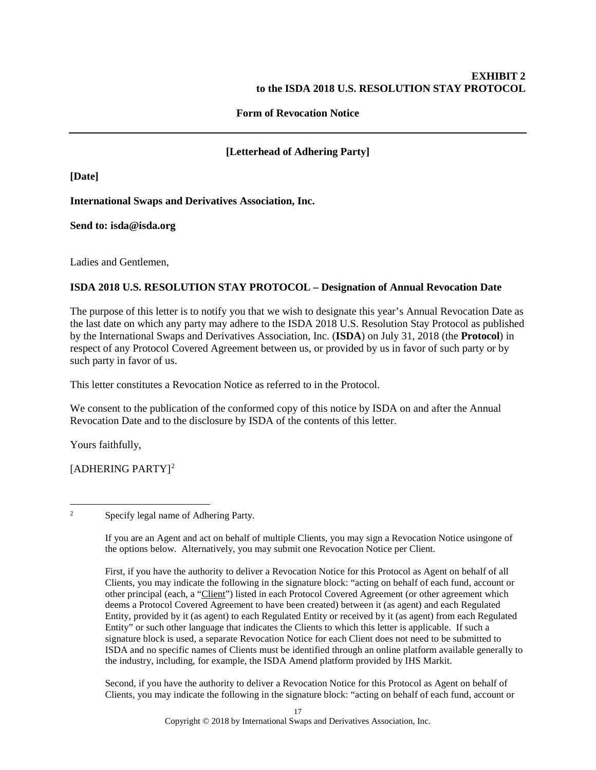**EXHIBIT 2**
**to the ISDA 2018 U.S. RESOLUTION STAY PROTOCOL**

**Form of Revocation Notice**

---

**[Letterhead of Adhering Party]**

**[Date]**

**International Swaps and Derivatives Association, Inc.**

**Send to: isda@isda.org**

Ladies and Gentlemen,

**ISDA 2018 U.S. RESOLUTION STAY PROTOCOL – Designation of Annual Revocation Date**

The purpose of this letter is to notify you that we wish to designate this year's Annual Revocation Date as the last date on which any party may adhere to the ISDA 2018 U.S. Resolution Stay Protocol as published by the International Swaps and Derivatives Association, Inc. (**ISDA**) on July 31, 2018 (the **Protocol**) in respect of any Protocol Covered Agreement between us, or provided by us in favor of such party or by such party in favor of us.

This letter constitutes a Revocation Notice as referred to in the Protocol.

We consent to the publication of the conformed copy of this notice by ISDA on and after the Annual Revocation Date and to the disclosure by ISDA of the contents of this letter.

Yours faithfully,

[ADHERING PARTY][2]

---

[2] Specify legal name of Adhering Party.

If you are an Agent and act on behalf of multiple Clients, you may sign a Revocation Notice usingone of the options below. Alternatively, you may submit one Revocation Notice per Client.

First, if you have the authority to deliver a Revocation Notice for this Protocol as Agent on behalf of all Clients, you may indicate the following in the signature block: "acting on behalf of each fund, account or other principal (each, a "Client") listed in each Protocol Covered Agreement (or other agreement which deems a Protocol Covered Agreement to have been created) between it (as agent) and each Regulated Entity, provided by it (as agent) to each Regulated Entity or received by it (as agent) from each Regulated Entity" or such other language that indicates the Clients to which this letter is applicable. If such a signature block is used, a separate Revocation Notice for each Client does not need to be submitted to ISDA and no specific names of Clients must be identified through an online platform available generally to the industry, including, for example, the ISDA Amend platform provided by IHS Markit.

Second, if you have the authority to deliver a Revocation Notice for this Protocol as Agent on behalf of Clients, you may indicate the following in the signature block: "acting on behalf of each fund, account or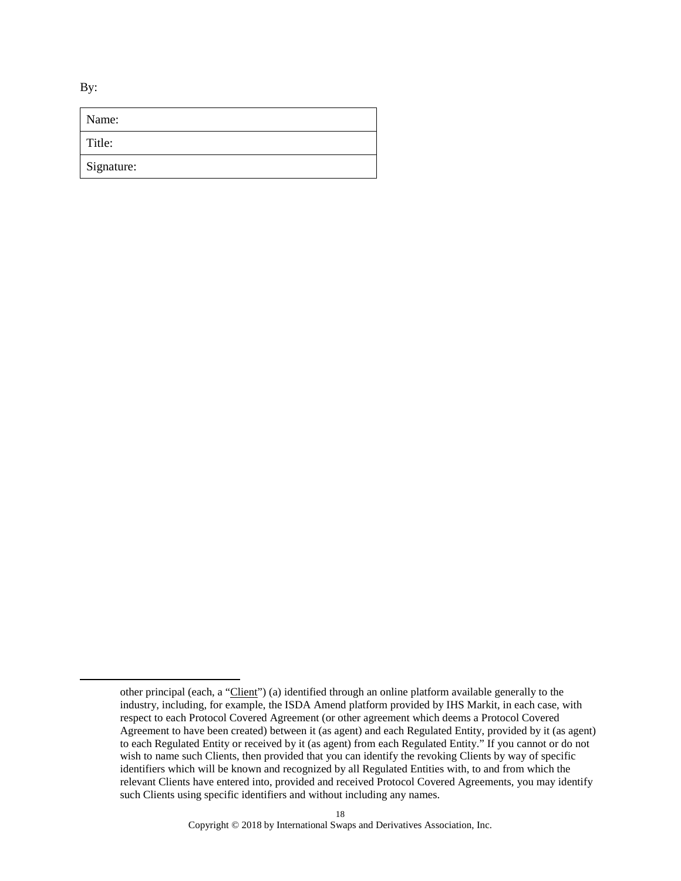By:

| Name: |
|---|
| Title: |
| Signature: |

---

other principal (each, a "<u>Client</u>") (a) identified through an online platform available generally to the industry, including, for example, the ISDA Amend platform provided by IHS Markit, in each case, with respect to each Protocol Covered Agreement (or other agreement which deems a Protocol Covered Agreement to have been created) between it (as agent) and each Regulated Entity, provided by it (as agent) to each Regulated Entity or received by it (as agent) from each Regulated Entity." If you cannot or do not wish to name such Clients, then provided that you can identify the revoking Clients by way of specific identifiers which will be known and recognized by all Regulated Entities with, to and from which the relevant Clients have entered into, provided and received Protocol Covered Agreements, you may identify such Clients using specific identifiers and without including any names.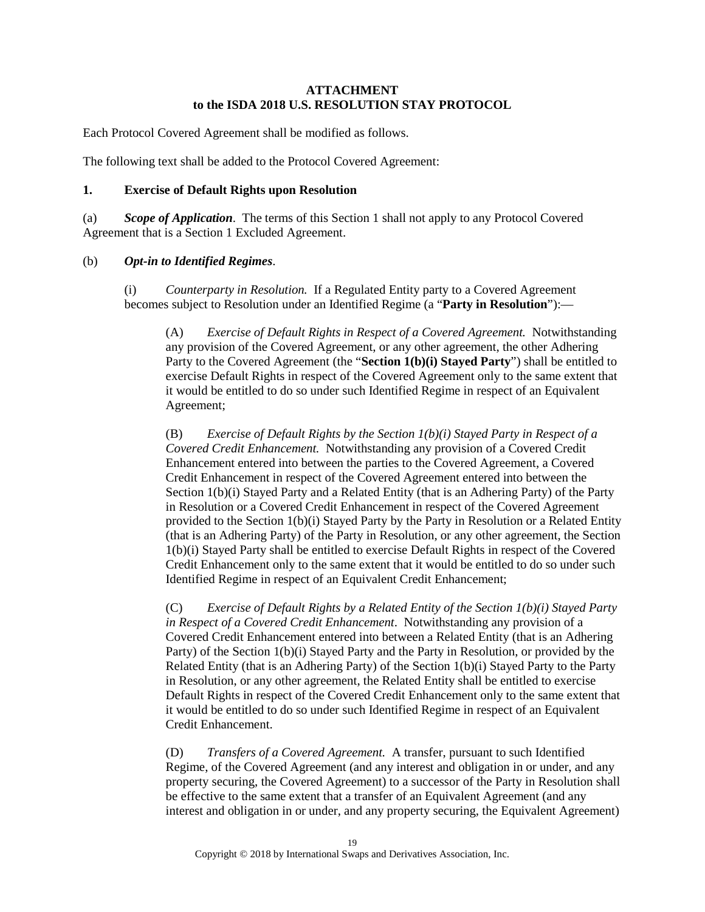**ATTACHMENT**
**to the ISDA 2018 U.S. RESOLUTION STAY PROTOCOL**

Each Protocol Covered Agreement shall be modified as follows.

The following text shall be added to the Protocol Covered Agreement:

**1. Exercise of Default Rights upon Resolution**

(a) ***Scope of Application***. The terms of this Section 1 shall not apply to any Protocol Covered Agreement that is a Section 1 Excluded Agreement.

(b) ***Opt-in to Identified Regimes***.

(i) *Counterparty in Resolution.* If a Regulated Entity party to a Covered Agreement becomes subject to Resolution under an Identified Regime (a "**Party in Resolution**"):—

(A) *Exercise of Default Rights in Respect of a Covered Agreement.* Notwithstanding any provision of the Covered Agreement, or any other agreement, the other Adhering Party to the Covered Agreement (the "**Section 1(b)(i) Stayed Party**") shall be entitled to exercise Default Rights in respect of the Covered Agreement only to the same extent that it would be entitled to do so under such Identified Regime in respect of an Equivalent Agreement;

(B) *Exercise of Default Rights by the Section 1(b)(i) Stayed Party in Respect of a Covered Credit Enhancement.* Notwithstanding any provision of a Covered Credit Enhancement entered into between the parties to the Covered Agreement, a Covered Credit Enhancement in respect of the Covered Agreement entered into between the Section 1(b)(i) Stayed Party and a Related Entity (that is an Adhering Party) of the Party in Resolution or a Covered Credit Enhancement in respect of the Covered Agreement provided to the Section 1(b)(i) Stayed Party by the Party in Resolution or a Related Entity (that is an Adhering Party) of the Party in Resolution, or any other agreement, the Section 1(b)(i) Stayed Party shall be entitled to exercise Default Rights in respect of the Covered Credit Enhancement only to the same extent that it would be entitled to do so under such Identified Regime in respect of an Equivalent Credit Enhancement;

(C) *Exercise of Default Rights by a Related Entity of the Section 1(b)(i) Stayed Party in Respect of a Covered Credit Enhancement*. Notwithstanding any provision of a Covered Credit Enhancement entered into between a Related Entity (that is an Adhering Party) of the Section 1(b)(i) Stayed Party and the Party in Resolution, or provided by the Related Entity (that is an Adhering Party) of the Section 1(b)(i) Stayed Party to the Party in Resolution, or any other agreement, the Related Entity shall be entitled to exercise Default Rights in respect of the Covered Credit Enhancement only to the same extent that it would be entitled to do so under such Identified Regime in respect of an Equivalent Credit Enhancement.

(D) *Transfers of a Covered Agreement.* A transfer, pursuant to such Identified Regime, of the Covered Agreement (and any interest and obligation in or under, and any property securing, the Covered Agreement) to a successor of the Party in Resolution shall be effective to the same extent that a transfer of an Equivalent Agreement (and any interest and obligation in or under, and any property securing, the Equivalent Agreement)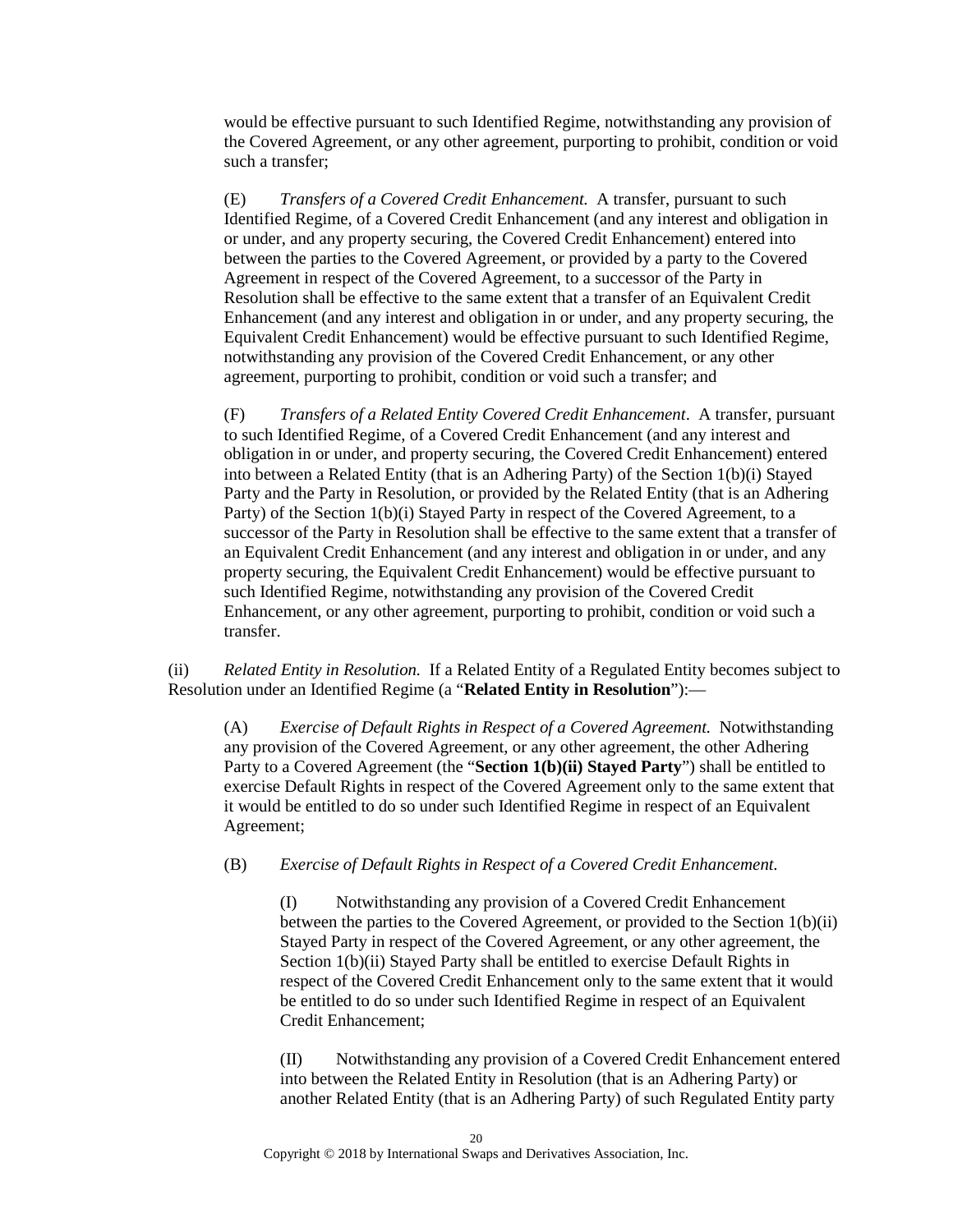would be effective pursuant to such Identified Regime, notwithstanding any provision of the Covered Agreement, or any other agreement, purporting to prohibit, condition or void such a transfer;

(E) *Transfers of a Covered Credit Enhancement.* A transfer, pursuant to such Identified Regime, of a Covered Credit Enhancement (and any interest and obligation in or under, and any property securing, the Covered Credit Enhancement) entered into between the parties to the Covered Agreement, or provided by a party to the Covered Agreement in respect of the Covered Agreement, to a successor of the Party in Resolution shall be effective to the same extent that a transfer of an Equivalent Credit Enhancement (and any interest and obligation in or under, and any property securing, the Equivalent Credit Enhancement) would be effective pursuant to such Identified Regime, notwithstanding any provision of the Covered Credit Enhancement, or any other agreement, purporting to prohibit, condition or void such a transfer; and

(F) *Transfers of a Related Entity Covered Credit Enhancement*. A transfer, pursuant to such Identified Regime, of a Covered Credit Enhancement (and any interest and obligation in or under, and property securing, the Covered Credit Enhancement) entered into between a Related Entity (that is an Adhering Party) of the Section 1(b)(i) Stayed Party and the Party in Resolution, or provided by the Related Entity (that is an Adhering Party) of the Section 1(b)(i) Stayed Party in respect of the Covered Agreement, to a successor of the Party in Resolution shall be effective to the same extent that a transfer of an Equivalent Credit Enhancement (and any interest and obligation in or under, and any property securing, the Equivalent Credit Enhancement) would be effective pursuant to such Identified Regime, notwithstanding any provision of the Covered Credit Enhancement, or any other agreement, purporting to prohibit, condition or void such a transfer.

(ii) *Related Entity in Resolution.* If a Related Entity of a Regulated Entity becomes subject to Resolution under an Identified Regime (a "**Related Entity in Resolution**"):—

(A) *Exercise of Default Rights in Respect of a Covered Agreement.* Notwithstanding any provision of the Covered Agreement, or any other agreement, the other Adhering Party to a Covered Agreement (the "**Section 1(b)(ii) Stayed Party**") shall be entitled to exercise Default Rights in respect of the Covered Agreement only to the same extent that it would be entitled to do so under such Identified Regime in respect of an Equivalent Agreement;

(B) *Exercise of Default Rights in Respect of a Covered Credit Enhancement.*

(I) Notwithstanding any provision of a Covered Credit Enhancement between the parties to the Covered Agreement, or provided to the Section 1(b)(ii) Stayed Party in respect of the Covered Agreement, or any other agreement, the Section 1(b)(ii) Stayed Party shall be entitled to exercise Default Rights in respect of the Covered Credit Enhancement only to the same extent that it would be entitled to do so under such Identified Regime in respect of an Equivalent Credit Enhancement;

(II) Notwithstanding any provision of a Covered Credit Enhancement entered into between the Related Entity in Resolution (that is an Adhering Party) or another Related Entity (that is an Adhering Party) of such Regulated Entity party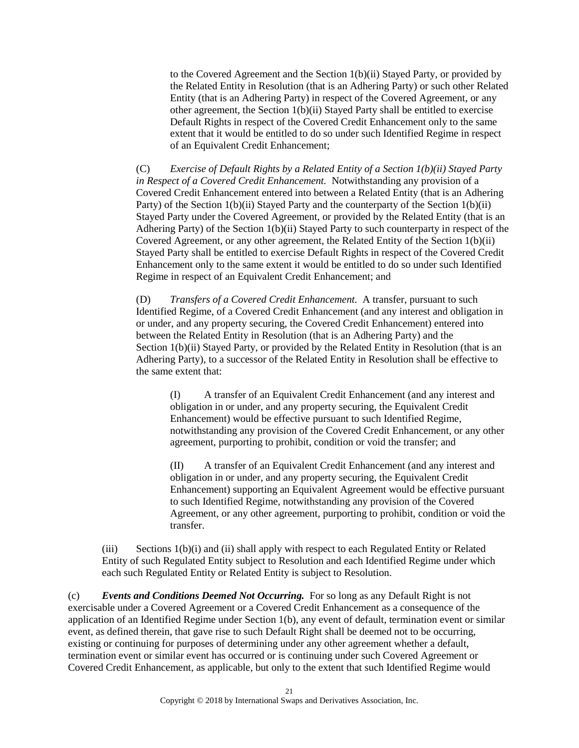to the Covered Agreement and the Section 1(b)(ii) Stayed Party, or provided by the Related Entity in Resolution (that is an Adhering Party) or such other Related Entity (that is an Adhering Party) in respect of the Covered Agreement, or any other agreement, the Section 1(b)(ii) Stayed Party shall be entitled to exercise Default Rights in respect of the Covered Credit Enhancement only to the same extent that it would be entitled to do so under such Identified Regime in respect of an Equivalent Credit Enhancement;

(C) *Exercise of Default Rights by a Related Entity of a Section 1(b)(ii) Stayed Party in Respect of a Covered Credit Enhancement.* Notwithstanding any provision of a Covered Credit Enhancement entered into between a Related Entity (that is an Adhering Party) of the Section 1(b)(ii) Stayed Party and the counterparty of the Section 1(b)(ii) Stayed Party under the Covered Agreement, or provided by the Related Entity (that is an Adhering Party) of the Section 1(b)(ii) Stayed Party to such counterparty in respect of the Covered Agreement, or any other agreement, the Related Entity of the Section 1(b)(ii) Stayed Party shall be entitled to exercise Default Rights in respect of the Covered Credit Enhancement only to the same extent it would be entitled to do so under such Identified Regime in respect of an Equivalent Credit Enhancement; and

(D) *Transfers of a Covered Credit Enhancement.* A transfer, pursuant to such Identified Regime, of a Covered Credit Enhancement (and any interest and obligation in or under, and any property securing, the Covered Credit Enhancement) entered into between the Related Entity in Resolution (that is an Adhering Party) and the Section 1(b)(ii) Stayed Party, or provided by the Related Entity in Resolution (that is an Adhering Party), to a successor of the Related Entity in Resolution shall be effective to the same extent that:

(I) A transfer of an Equivalent Credit Enhancement (and any interest and obligation in or under, and any property securing, the Equivalent Credit Enhancement) would be effective pursuant to such Identified Regime, notwithstanding any provision of the Covered Credit Enhancement, or any other agreement, purporting to prohibit, condition or void the transfer; and

(II) A transfer of an Equivalent Credit Enhancement (and any interest and obligation in or under, and any property securing, the Equivalent Credit Enhancement) supporting an Equivalent Agreement would be effective pursuant to such Identified Regime, notwithstanding any provision of the Covered Agreement, or any other agreement, purporting to prohibit, condition or void the transfer.

(iii) Sections 1(b)(i) and (ii) shall apply with respect to each Regulated Entity or Related Entity of such Regulated Entity subject to Resolution and each Identified Regime under which each such Regulated Entity or Related Entity is subject to Resolution.

(c) ***Events and Conditions Deemed Not Occurring.*** For so long as any Default Right is not exercisable under a Covered Agreement or a Covered Credit Enhancement as a consequence of the application of an Identified Regime under Section 1(b), any event of default, termination event or similar event, as defined therein, that gave rise to such Default Right shall be deemed not to be occurring, existing or continuing for purposes of determining under any other agreement whether a default, termination event or similar event has occurred or is continuing under such Covered Agreement or Covered Credit Enhancement, as applicable, but only to the extent that such Identified Regime would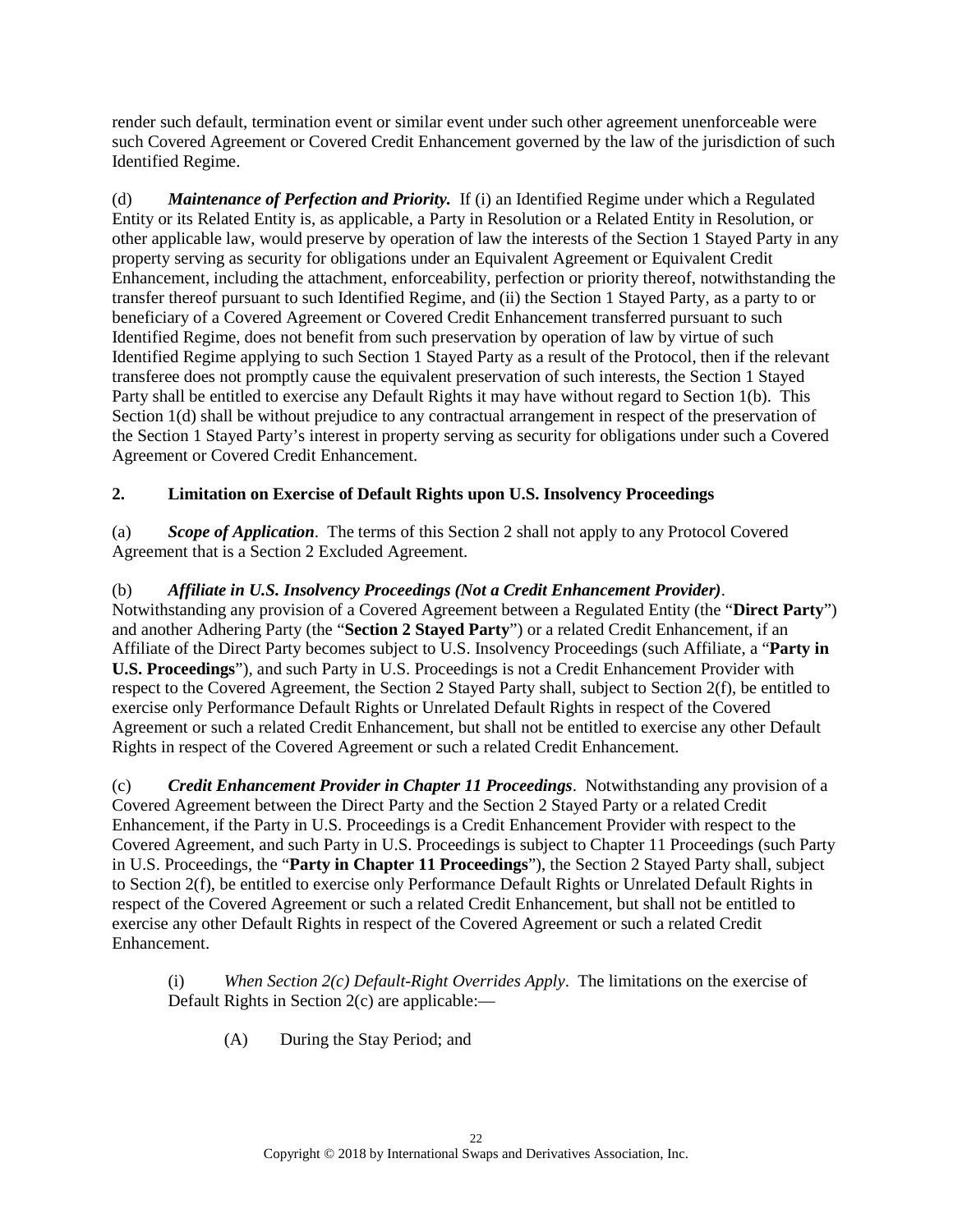render such default, termination event or similar event under such other agreement unenforceable were such Covered Agreement or Covered Credit Enhancement governed by the law of the jurisdiction of such Identified Regime.

(d) ***Maintenance of Perfection and Priority.*** If (i) an Identified Regime under which a Regulated Entity or its Related Entity is, as applicable, a Party in Resolution or a Related Entity in Resolution, or other applicable law, would preserve by operation of law the interests of the Section 1 Stayed Party in any property serving as security for obligations under an Equivalent Agreement or Equivalent Credit Enhancement, including the attachment, enforceability, perfection or priority thereof, notwithstanding the transfer thereof pursuant to such Identified Regime, and (ii) the Section 1 Stayed Party, as a party to or beneficiary of a Covered Agreement or Covered Credit Enhancement transferred pursuant to such Identified Regime, does not benefit from such preservation by operation of law by virtue of such Identified Regime applying to such Section 1 Stayed Party as a result of the Protocol, then if the relevant transferee does not promptly cause the equivalent preservation of such interests, the Section 1 Stayed Party shall be entitled to exercise any Default Rights it may have without regard to Section 1(b). This Section 1(d) shall be without prejudice to any contractual arrangement in respect of the preservation of the Section 1 Stayed Party's interest in property serving as security for obligations under such a Covered Agreement or Covered Credit Enhancement.

## 2. Limitation on Exercise of Default Rights upon U.S. Insolvency Proceedings

(a) ***Scope of Application***. The terms of this Section 2 shall not apply to any Protocol Covered Agreement that is a Section 2 Excluded Agreement.

(b) ***Affiliate in U.S. Insolvency Proceedings (Not a Credit Enhancement Provider)***. Notwithstanding any provision of a Covered Agreement between a Regulated Entity (the "**Direct Party**") and another Adhering Party (the "**Section 2 Stayed Party**") or a related Credit Enhancement, if an Affiliate of the Direct Party becomes subject to U.S. Insolvency Proceedings (such Affiliate, a "**Party in U.S. Proceedings**"), and such Party in U.S. Proceedings is not a Credit Enhancement Provider with respect to the Covered Agreement, the Section 2 Stayed Party shall, subject to Section 2(f), be entitled to exercise only Performance Default Rights or Unrelated Default Rights in respect of the Covered Agreement or such a related Credit Enhancement, but shall not be entitled to exercise any other Default Rights in respect of the Covered Agreement or such a related Credit Enhancement.

(c) ***Credit Enhancement Provider in Chapter 11 Proceedings***. Notwithstanding any provision of a Covered Agreement between the Direct Party and the Section 2 Stayed Party or a related Credit Enhancement, if the Party in U.S. Proceedings is a Credit Enhancement Provider with respect to the Covered Agreement, and such Party in U.S. Proceedings is subject to Chapter 11 Proceedings (such Party in U.S. Proceedings, the "**Party in Chapter 11 Proceedings**"), the Section 2 Stayed Party shall, subject to Section 2(f), be entitled to exercise only Performance Default Rights or Unrelated Default Rights in respect of the Covered Agreement or such a related Credit Enhancement, but shall not be entitled to exercise any other Default Rights in respect of the Covered Agreement or such a related Credit Enhancement.

(i) *When Section 2(c) Default-Right Overrides Apply*. The limitations on the exercise of Default Rights in Section 2(c) are applicable:—

(A) During the Stay Period; and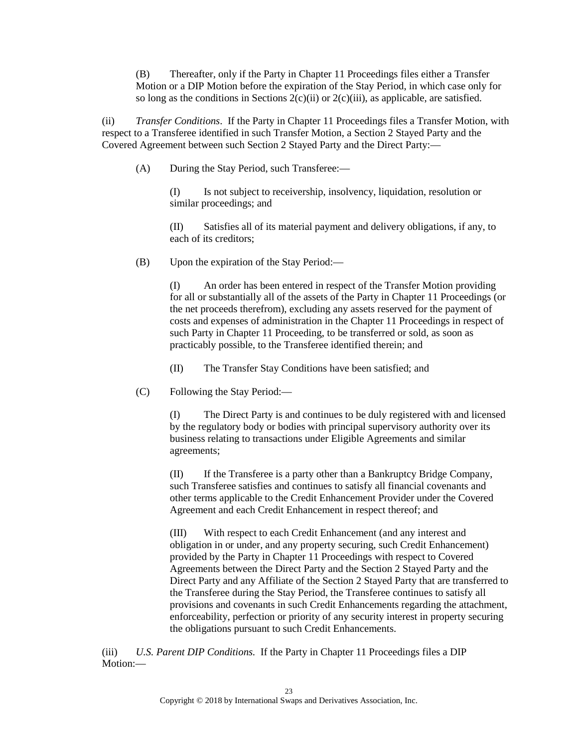(B) Thereafter, only if the Party in Chapter 11 Proceedings files either a Transfer Motion or a DIP Motion before the expiration of the Stay Period, in which case only for so long as the conditions in Sections 2(c)(ii) or 2(c)(iii), as applicable, are satisfied.

(ii) *Transfer Conditions*. If the Party in Chapter 11 Proceedings files a Transfer Motion, with respect to a Transferee identified in such Transfer Motion, a Section 2 Stayed Party and the Covered Agreement between such Section 2 Stayed Party and the Direct Party:—

(A) During the Stay Period, such Transferee:—

(I) Is not subject to receivership, insolvency, liquidation, resolution or similar proceedings; and

(II) Satisfies all of its material payment and delivery obligations, if any, to each of its creditors;

(B) Upon the expiration of the Stay Period:—

(I) An order has been entered in respect of the Transfer Motion providing for all or substantially all of the assets of the Party in Chapter 11 Proceedings (or the net proceeds therefrom), excluding any assets reserved for the payment of costs and expenses of administration in the Chapter 11 Proceedings in respect of such Party in Chapter 11 Proceeding, to be transferred or sold, as soon as practicably possible, to the Transferee identified therein; and

(II) The Transfer Stay Conditions have been satisfied; and

(C) Following the Stay Period:—

(I) The Direct Party is and continues to be duly registered with and licensed by the regulatory body or bodies with principal supervisory authority over its business relating to transactions under Eligible Agreements and similar agreements;

(II) If the Transferee is a party other than a Bankruptcy Bridge Company, such Transferee satisfies and continues to satisfy all financial covenants and other terms applicable to the Credit Enhancement Provider under the Covered Agreement and each Credit Enhancement in respect thereof; and

(III) With respect to each Credit Enhancement (and any interest and obligation in or under, and any property securing, such Credit Enhancement) provided by the Party in Chapter 11 Proceedings with respect to Covered Agreements between the Direct Party and the Section 2 Stayed Party and the Direct Party and any Affiliate of the Section 2 Stayed Party that are transferred to the Transferee during the Stay Period, the Transferee continues to satisfy all provisions and covenants in such Credit Enhancements regarding the attachment, enforceability, perfection or priority of any security interest in property securing the obligations pursuant to such Credit Enhancements.

(iii) *U.S. Parent DIP Conditions.* If the Party in Chapter 11 Proceedings files a DIP Motion:—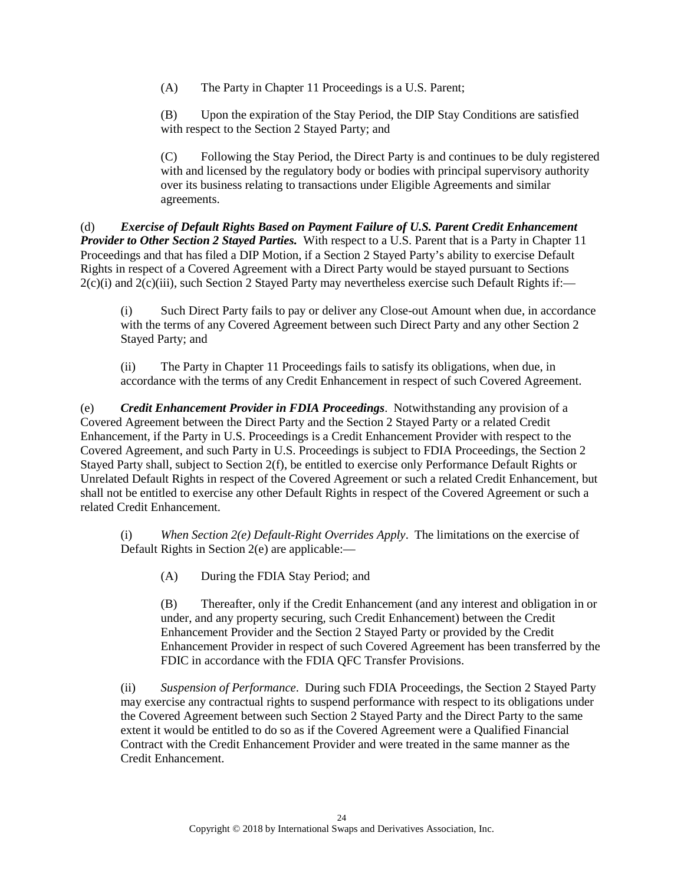(A) The Party in Chapter 11 Proceedings is a U.S. Parent;

(B) Upon the expiration of the Stay Period, the DIP Stay Conditions are satisfied with respect to the Section 2 Stayed Party; and

(C) Following the Stay Period, the Direct Party is and continues to be duly registered with and licensed by the regulatory body or bodies with principal supervisory authority over its business relating to transactions under Eligible Agreements and similar agreements.

(d) ***Exercise of Default Rights Based on Payment Failure of U.S. Parent Credit Enhancement Provider to Other Section 2 Stayed Parties.*** With respect to a U.S. Parent that is a Party in Chapter 11 Proceedings and that has filed a DIP Motion, if a Section 2 Stayed Party's ability to exercise Default Rights in respect of a Covered Agreement with a Direct Party would be stayed pursuant to Sections 2(c)(i) and 2(c)(iii), such Section 2 Stayed Party may nevertheless exercise such Default Rights if:—

(i) Such Direct Party fails to pay or deliver any Close-out Amount when due, in accordance with the terms of any Covered Agreement between such Direct Party and any other Section 2 Stayed Party; and

(ii) The Party in Chapter 11 Proceedings fails to satisfy its obligations, when due, in accordance with the terms of any Credit Enhancement in respect of such Covered Agreement.

(e) ***Credit Enhancement Provider in FDIA Proceedings***. Notwithstanding any provision of a Covered Agreement between the Direct Party and the Section 2 Stayed Party or a related Credit Enhancement, if the Party in U.S. Proceedings is a Credit Enhancement Provider with respect to the Covered Agreement, and such Party in U.S. Proceedings is subject to FDIA Proceedings, the Section 2 Stayed Party shall, subject to Section 2(f), be entitled to exercise only Performance Default Rights or Unrelated Default Rights in respect of the Covered Agreement or such a related Credit Enhancement, but shall not be entitled to exercise any other Default Rights in respect of the Covered Agreement or such a related Credit Enhancement.

(i) *When Section 2(e) Default-Right Overrides Apply*. The limitations on the exercise of Default Rights in Section 2(e) are applicable:—

(A) During the FDIA Stay Period; and

(B) Thereafter, only if the Credit Enhancement (and any interest and obligation in or under, and any property securing, such Credit Enhancement) between the Credit Enhancement Provider and the Section 2 Stayed Party or provided by the Credit Enhancement Provider in respect of such Covered Agreement has been transferred by the FDIC in accordance with the FDIA QFC Transfer Provisions.

(ii) *Suspension of Performance*. During such FDIA Proceedings, the Section 2 Stayed Party may exercise any contractual rights to suspend performance with respect to its obligations under the Covered Agreement between such Section 2 Stayed Party and the Direct Party to the same extent it would be entitled to do so as if the Covered Agreement were a Qualified Financial Contract with the Credit Enhancement Provider and were treated in the same manner as the Credit Enhancement.

Copyright © 2018 by International Swaps and Derivatives Association, Inc.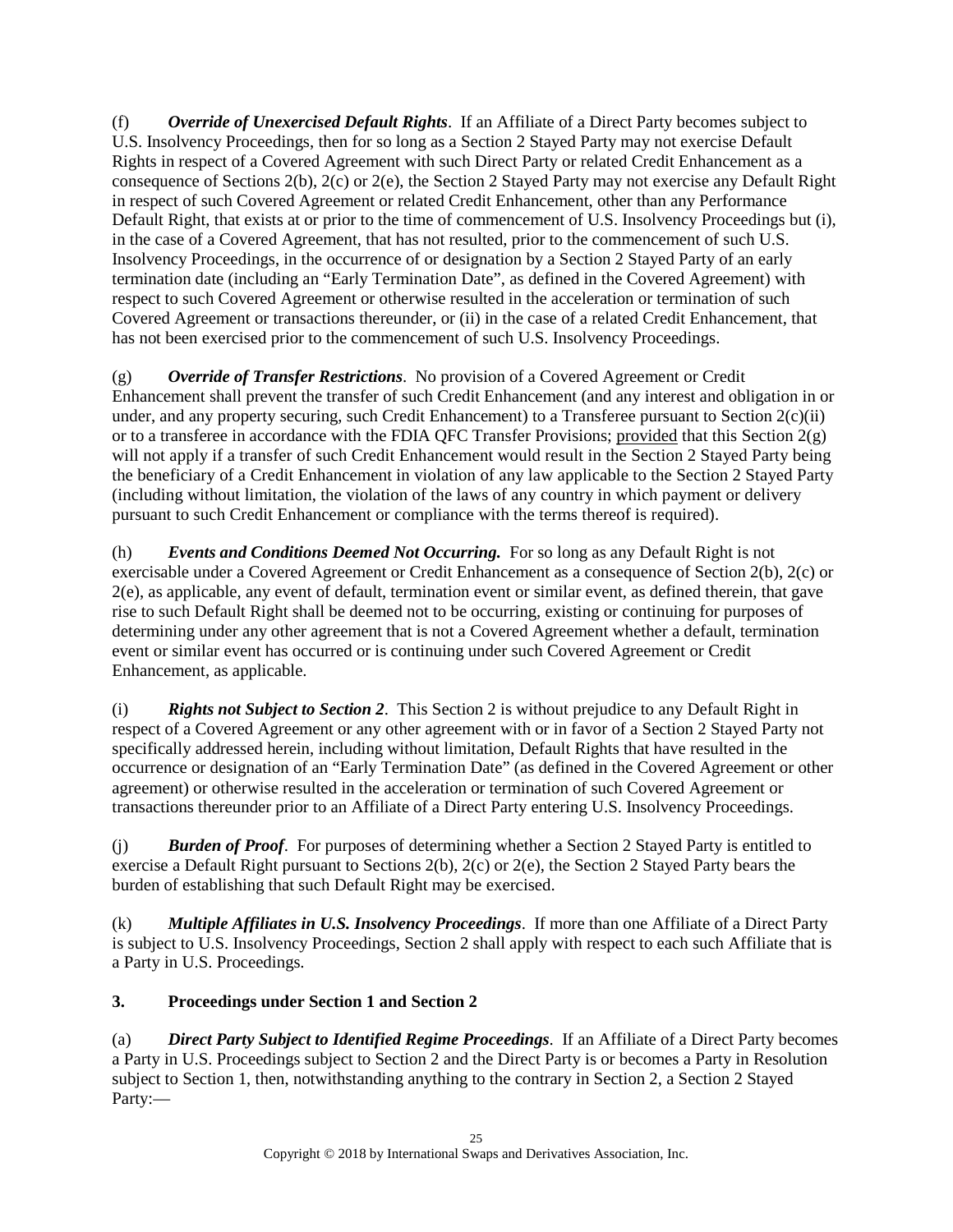(f) ***Override of Unexercised Default Rights***. If an Affiliate of a Direct Party becomes subject to U.S. Insolvency Proceedings, then for so long as a Section 2 Stayed Party may not exercise Default Rights in respect of a Covered Agreement with such Direct Party or related Credit Enhancement as a consequence of Sections 2(b), 2(c) or 2(e), the Section 2 Stayed Party may not exercise any Default Right in respect of such Covered Agreement or related Credit Enhancement, other than any Performance Default Right, that exists at or prior to the time of commencement of U.S. Insolvency Proceedings but (i), in the case of a Covered Agreement, that has not resulted, prior to the commencement of such U.S. Insolvency Proceedings, in the occurrence of or designation by a Section 2 Stayed Party of an early termination date (including an "Early Termination Date", as defined in the Covered Agreement) with respect to such Covered Agreement or otherwise resulted in the acceleration or termination of such Covered Agreement or transactions thereunder, or (ii) in the case of a related Credit Enhancement, that has not been exercised prior to the commencement of such U.S. Insolvency Proceedings.

(g) ***Override of Transfer Restrictions***. No provision of a Covered Agreement or Credit Enhancement shall prevent the transfer of such Credit Enhancement (and any interest and obligation in or under, and any property securing, such Credit Enhancement) to a Transferee pursuant to Section 2(c)(ii) or to a transferee in accordance with the FDIA QFC Transfer Provisions; provided that this Section 2(g) will not apply if a transfer of such Credit Enhancement would result in the Section 2 Stayed Party being the beneficiary of a Credit Enhancement in violation of any law applicable to the Section 2 Stayed Party (including without limitation, the violation of the laws of any country in which payment or delivery pursuant to such Credit Enhancement or compliance with the terms thereof is required).

(h) ***Events and Conditions Deemed Not Occurring.*** For so long as any Default Right is not exercisable under a Covered Agreement or Credit Enhancement as a consequence of Section 2(b), 2(c) or 2(e), as applicable, any event of default, termination event or similar event, as defined therein, that gave rise to such Default Right shall be deemed not to be occurring, existing or continuing for purposes of determining under any other agreement that is not a Covered Agreement whether a default, termination event or similar event has occurred or is continuing under such Covered Agreement or Credit Enhancement, as applicable.

(i) ***Rights not Subject to Section 2***. This Section 2 is without prejudice to any Default Right in respect of a Covered Agreement or any other agreement with or in favor of a Section 2 Stayed Party not specifically addressed herein, including without limitation, Default Rights that have resulted in the occurrence or designation of an "Early Termination Date" (as defined in the Covered Agreement or other agreement) or otherwise resulted in the acceleration or termination of such Covered Agreement or transactions thereunder prior to an Affiliate of a Direct Party entering U.S. Insolvency Proceedings.

(j) ***Burden of Proof***. For purposes of determining whether a Section 2 Stayed Party is entitled to exercise a Default Right pursuant to Sections 2(b), 2(c) or 2(e), the Section 2 Stayed Party bears the burden of establishing that such Default Right may be exercised.

(k) ***Multiple Affiliates in U.S. Insolvency Proceedings***. If more than one Affiliate of a Direct Party is subject to U.S. Insolvency Proceedings, Section 2 shall apply with respect to each such Affiliate that is a Party in U.S. Proceedings.

## 3. Proceedings under Section 1 and Section 2

(a) ***Direct Party Subject to Identified Regime Proceedings***. If an Affiliate of a Direct Party becomes a Party in U.S. Proceedings subject to Section 2 and the Direct Party is or becomes a Party in Resolution subject to Section 1, then, notwithstanding anything to the contrary in Section 2, a Section 2 Stayed Party:—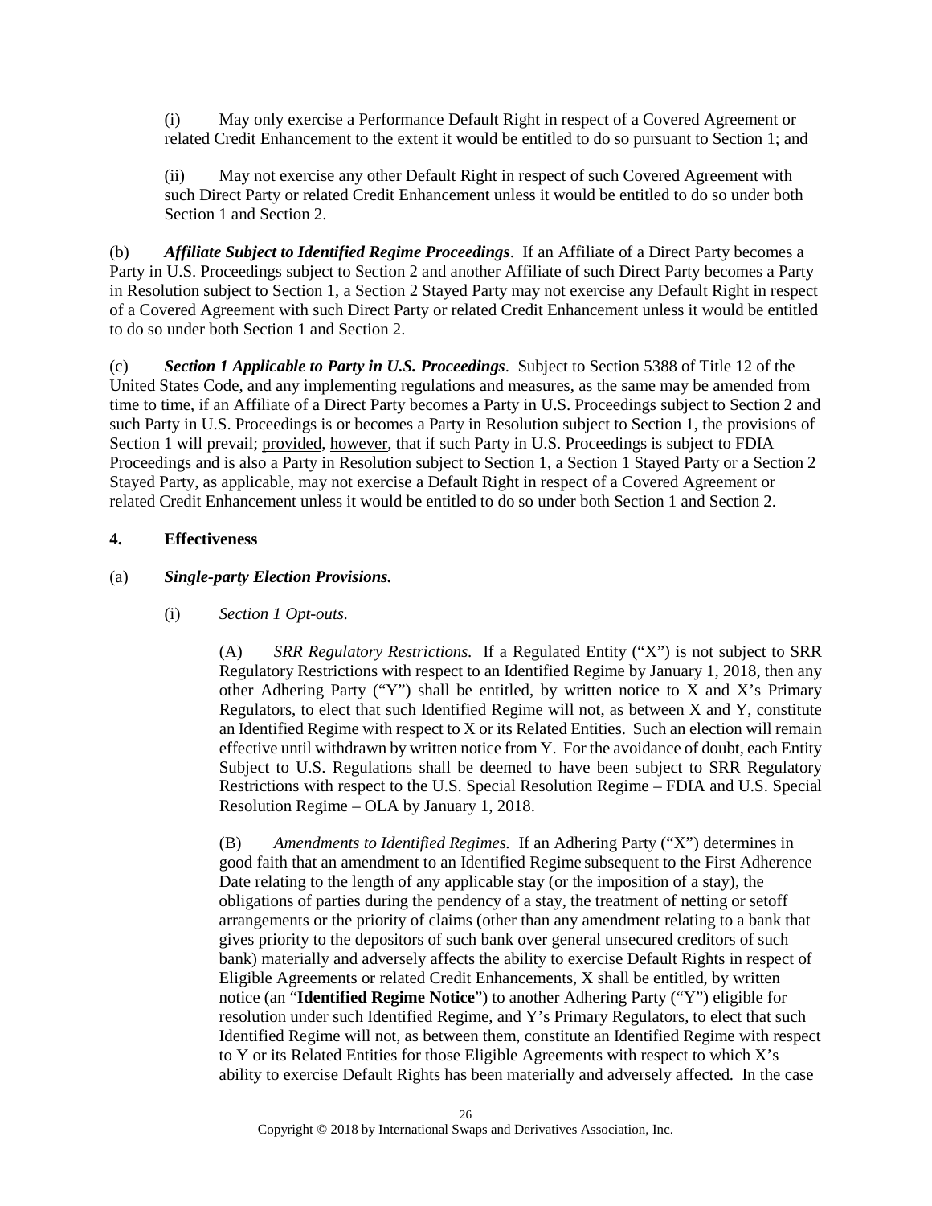(i) May only exercise a Performance Default Right in respect of a Covered Agreement or related Credit Enhancement to the extent it would be entitled to do so pursuant to Section 1; and

(ii) May not exercise any other Default Right in respect of such Covered Agreement with such Direct Party or related Credit Enhancement unless it would be entitled to do so under both Section 1 and Section 2.

(b) ***Affiliate Subject to Identified Regime Proceedings***. If an Affiliate of a Direct Party becomes a Party in U.S. Proceedings subject to Section 2 and another Affiliate of such Direct Party becomes a Party in Resolution subject to Section 1, a Section 2 Stayed Party may not exercise any Default Right in respect of a Covered Agreement with such Direct Party or related Credit Enhancement unless it would be entitled to do so under both Section 1 and Section 2.

(c) ***Section 1 Applicable to Party in U.S. Proceedings***. Subject to Section 5388 of Title 12 of the United States Code, and any implementing regulations and measures, as the same may be amended from time to time, if an Affiliate of a Direct Party becomes a Party in U.S. Proceedings subject to Section 2 and such Party in U.S. Proceedings is or becomes a Party in Resolution subject to Section 1, the provisions of Section 1 will prevail; provided, however, that if such Party in U.S. Proceedings is subject to FDIA Proceedings and is also a Party in Resolution subject to Section 1, a Section 1 Stayed Party or a Section 2 Stayed Party, as applicable, may not exercise a Default Right in respect of a Covered Agreement or related Credit Enhancement unless it would be entitled to do so under both Section 1 and Section 2.

## 4. Effectiveness

(a) ***Single-party Election Provisions.***

(i) *Section 1 Opt-outs.*

(A) *SRR Regulatory Restrictions.* If a Regulated Entity ("X") is not subject to SRR Regulatory Restrictions with respect to an Identified Regime by January 1, 2018, then any other Adhering Party ("Y") shall be entitled, by written notice to X and X's Primary Regulators, to elect that such Identified Regime will not, as between X and Y, constitute an Identified Regime with respect to X or its Related Entities. Such an election will remain effective until withdrawn by written notice from Y. For the avoidance of doubt, each Entity Subject to U.S. Regulations shall be deemed to have been subject to SRR Regulatory Restrictions with respect to the U.S. Special Resolution Regime – FDIA and U.S. Special Resolution Regime – OLA by January 1, 2018.

(B) *Amendments to Identified Regimes.* If an Adhering Party ("X") determines in good faith that an amendment to an Identified Regime subsequent to the First Adherence Date relating to the length of any applicable stay (or the imposition of a stay), the obligations of parties during the pendency of a stay, the treatment of netting or setoff arrangements or the priority of claims (other than any amendment relating to a bank that gives priority to the depositors of such bank over general unsecured creditors of such bank) materially and adversely affects the ability to exercise Default Rights in respect of Eligible Agreements or related Credit Enhancements, X shall be entitled, by written notice (an "**Identified Regime Notice**") to another Adhering Party ("Y") eligible for resolution under such Identified Regime, and Y's Primary Regulators, to elect that such Identified Regime will not, as between them, constitute an Identified Regime with respect to Y or its Related Entities for those Eligible Agreements with respect to which X's ability to exercise Default Rights has been materially and adversely affected. In the case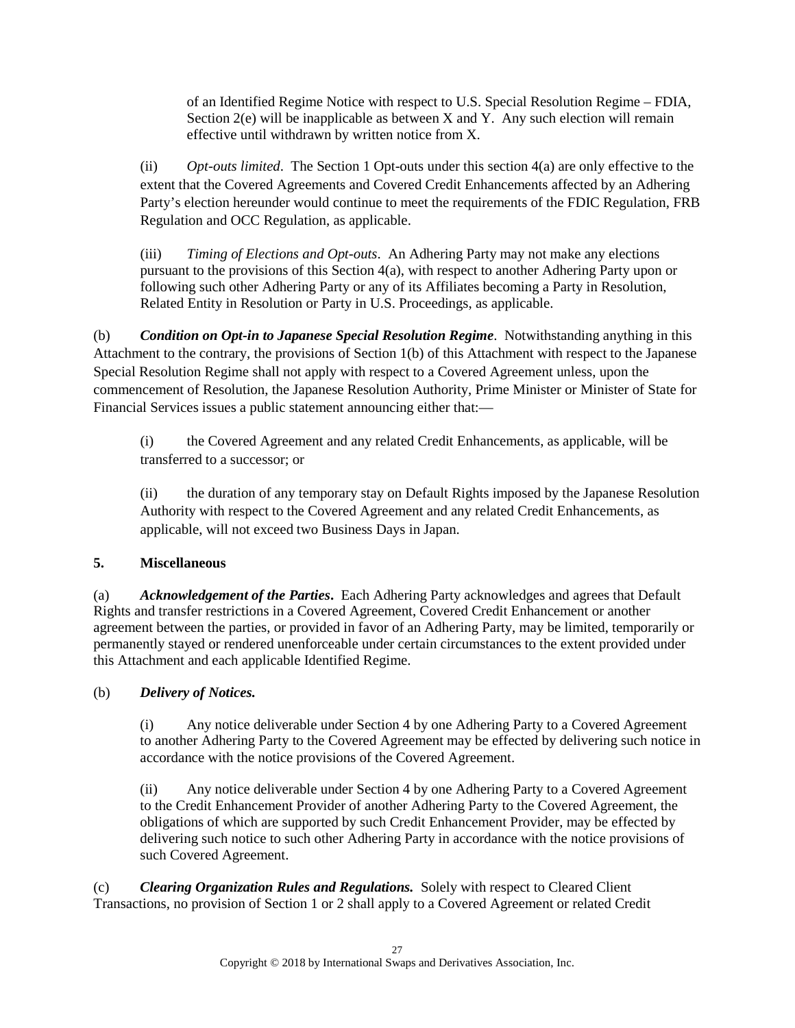of an Identified Regime Notice with respect to U.S. Special Resolution Regime – FDIA, Section 2(e) will be inapplicable as between X and Y. Any such election will remain effective until withdrawn by written notice from X.

(ii) *Opt-outs limited*. The Section 1 Opt-outs under this section 4(a) are only effective to the extent that the Covered Agreements and Covered Credit Enhancements affected by an Adhering Party's election hereunder would continue to meet the requirements of the FDIC Regulation, FRB Regulation and OCC Regulation, as applicable.

(iii) *Timing of Elections and Opt-outs*. An Adhering Party may not make any elections pursuant to the provisions of this Section 4(a), with respect to another Adhering Party upon or following such other Adhering Party or any of its Affiliates becoming a Party in Resolution, Related Entity in Resolution or Party in U.S. Proceedings, as applicable.

(b) ***Condition on Opt-in to Japanese Special Resolution Regime***. Notwithstanding anything in this Attachment to the contrary, the provisions of Section 1(b) of this Attachment with respect to the Japanese Special Resolution Regime shall not apply with respect to a Covered Agreement unless, upon the commencement of Resolution, the Japanese Resolution Authority, Prime Minister or Minister of State for Financial Services issues a public statement announcing either that:—

(i) the Covered Agreement and any related Credit Enhancements, as applicable, will be transferred to a successor; or

(ii) the duration of any temporary stay on Default Rights imposed by the Japanese Resolution Authority with respect to the Covered Agreement and any related Credit Enhancements, as applicable, will not exceed two Business Days in Japan.

**5. Miscellaneous**

(a) ***Acknowledgement of the Parties***. Each Adhering Party acknowledges and agrees that Default Rights and transfer restrictions in a Covered Agreement, Covered Credit Enhancement or another agreement between the parties, or provided in favor of an Adhering Party, may be limited, temporarily or permanently stayed or rendered unenforceable under certain circumstances to the extent provided under this Attachment and each applicable Identified Regime.

(b) ***Delivery of Notices.***

(i) Any notice deliverable under Section 4 by one Adhering Party to a Covered Agreement to another Adhering Party to the Covered Agreement may be effected by delivering such notice in accordance with the notice provisions of the Covered Agreement.

(ii) Any notice deliverable under Section 4 by one Adhering Party to a Covered Agreement to the Credit Enhancement Provider of another Adhering Party to the Covered Agreement, the obligations of which are supported by such Credit Enhancement Provider, may be effected by delivering such notice to such other Adhering Party in accordance with the notice provisions of such Covered Agreement.

(c) ***Clearing Organization Rules and Regulations.*** Solely with respect to Cleared Client Transactions, no provision of Section 1 or 2 shall apply to a Covered Agreement or related Credit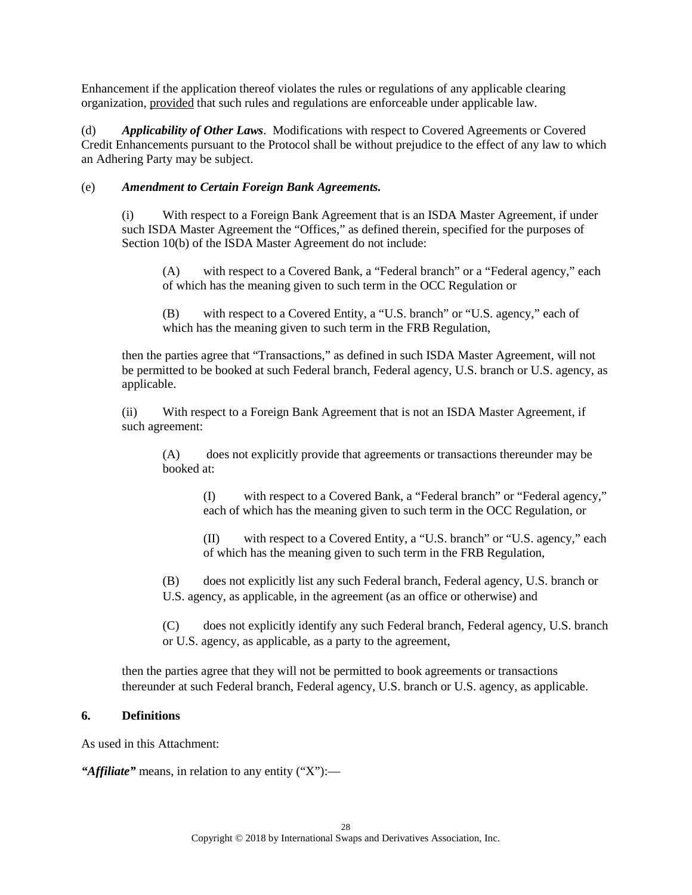Enhancement if the application thereof violates the rules or regulations of any applicable clearing organization, provided that such rules and regulations are enforceable under applicable law.

(d) ***Applicability of Other Laws***. Modifications with respect to Covered Agreements or Covered Credit Enhancements pursuant to the Protocol shall be without prejudice to the effect of any law to which an Adhering Party may be subject.

(e) ***Amendment to Certain Foreign Bank Agreements.***

(i) With respect to a Foreign Bank Agreement that is an ISDA Master Agreement, if under such ISDA Master Agreement the "Offices," as defined therein, specified for the purposes of Section 10(b) of the ISDA Master Agreement do not include:

(A) with respect to a Covered Bank, a "Federal branch" or a "Federal agency," each of which has the meaning given to such term in the OCC Regulation or

(B) with respect to a Covered Entity, a "U.S. branch" or "U.S. agency," each of which has the meaning given to such term in the FRB Regulation,

then the parties agree that "Transactions," as defined in such ISDA Master Agreement, will not be permitted to be booked at such Federal branch, Federal agency, U.S. branch or U.S. agency, as applicable.

(ii) With respect to a Foreign Bank Agreement that is not an ISDA Master Agreement, if such agreement:

(A) does not explicitly provide that agreements or transactions thereunder may be booked at:

(I) with respect to a Covered Bank, a "Federal branch" or "Federal agency," each of which has the meaning given to such term in the OCC Regulation, or

(II) with respect to a Covered Entity, a "U.S. branch" or "U.S. agency," each of which has the meaning given to such term in the FRB Regulation,

(B) does not explicitly list any such Federal branch, Federal agency, U.S. branch or U.S. agency, as applicable, in the agreement (as an office or otherwise) and

(C) does not explicitly identify any such Federal branch, Federal agency, U.S. branch or U.S. agency, as applicable, as a party to the agreement,

then the parties agree that they will not be permitted to book agreements or transactions thereunder at such Federal branch, Federal agency, U.S. branch or U.S. agency, as applicable.

**6. Definitions**

As used in this Attachment:

***"Affiliate"*** means, in relation to any entity ("X"):—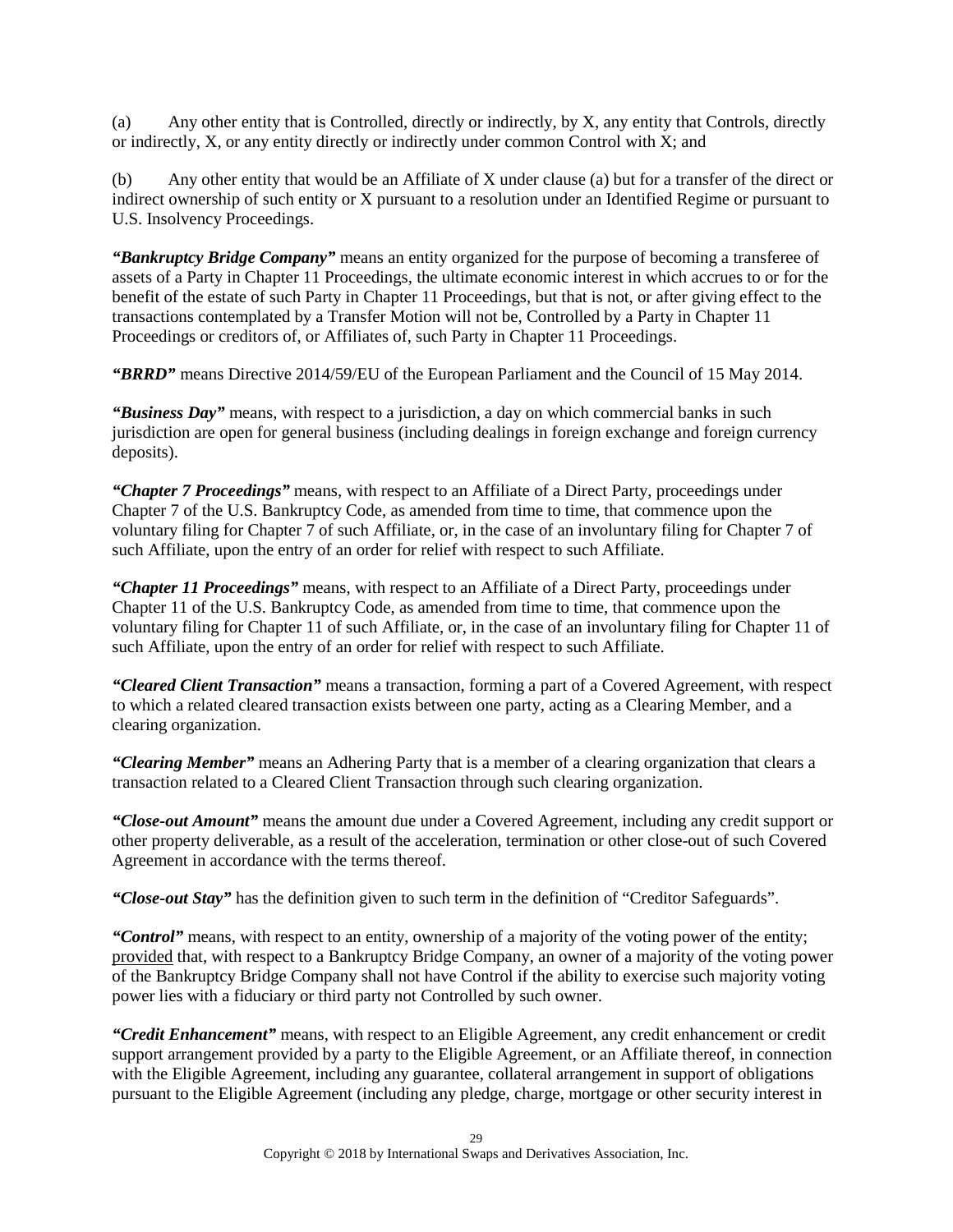(a) Any other entity that is Controlled, directly or indirectly, by X, any entity that Controls, directly or indirectly, X, or any entity directly or indirectly under common Control with X; and

(b) Any other entity that would be an Affiliate of X under clause (a) but for a transfer of the direct or indirect ownership of such entity or X pursuant to a resolution under an Identified Regime or pursuant to U.S. Insolvency Proceedings.

***"Bankruptcy Bridge Company"*** means an entity organized for the purpose of becoming a transferee of assets of a Party in Chapter 11 Proceedings, the ultimate economic interest in which accrues to or for the benefit of the estate of such Party in Chapter 11 Proceedings, but that is not, or after giving effect to the transactions contemplated by a Transfer Motion will not be, Controlled by a Party in Chapter 11 Proceedings or creditors of, or Affiliates of, such Party in Chapter 11 Proceedings.

***"BRRD"*** means Directive 2014/59/EU of the European Parliament and the Council of 15 May 2014.

***"Business Day"*** means, with respect to a jurisdiction, a day on which commercial banks in such jurisdiction are open for general business (including dealings in foreign exchange and foreign currency deposits).

***"Chapter 7 Proceedings"*** means, with respect to an Affiliate of a Direct Party, proceedings under Chapter 7 of the U.S. Bankruptcy Code, as amended from time to time, that commence upon the voluntary filing for Chapter 7 of such Affiliate, or, in the case of an involuntary filing for Chapter 7 of such Affiliate, upon the entry of an order for relief with respect to such Affiliate.

***"Chapter 11 Proceedings"*** means, with respect to an Affiliate of a Direct Party, proceedings under Chapter 11 of the U.S. Bankruptcy Code, as amended from time to time, that commence upon the voluntary filing for Chapter 11 of such Affiliate, or, in the case of an involuntary filing for Chapter 11 of such Affiliate, upon the entry of an order for relief with respect to such Affiliate.

***"Cleared Client Transaction"*** means a transaction, forming a part of a Covered Agreement, with respect to which a related cleared transaction exists between one party, acting as a Clearing Member, and a clearing organization.

***"Clearing Member"*** means an Adhering Party that is a member of a clearing organization that clears a transaction related to a Cleared Client Transaction through such clearing organization.

***"Close-out Amount"*** means the amount due under a Covered Agreement, including any credit support or other property deliverable, as a result of the acceleration, termination or other close-out of such Covered Agreement in accordance with the terms thereof.

***"Close-out Stay"*** has the definition given to such term in the definition of "Creditor Safeguards".

***"Control"*** means, with respect to an entity, ownership of a majority of the voting power of the entity; <u>provided</u> that, with respect to a Bankruptcy Bridge Company, an owner of a majority of the voting power of the Bankruptcy Bridge Company shall not have Control if the ability to exercise such majority voting power lies with a fiduciary or third party not Controlled by such owner.

***"Credit Enhancement"*** means, with respect to an Eligible Agreement, any credit enhancement or credit support arrangement provided by a party to the Eligible Agreement, or an Affiliate thereof, in connection with the Eligible Agreement, including any guarantee, collateral arrangement in support of obligations pursuant to the Eligible Agreement (including any pledge, charge, mortgage or other security interest in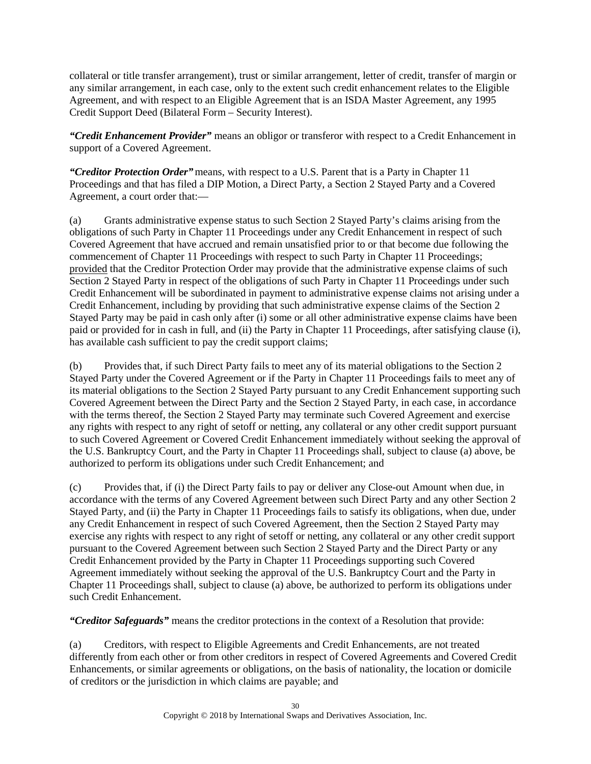collateral or title transfer arrangement), trust or similar arrangement, letter of credit, transfer of margin or any similar arrangement, in each case, only to the extent such credit enhancement relates to the Eligible Agreement, and with respect to an Eligible Agreement that is an ISDA Master Agreement, any 1995 Credit Support Deed (Bilateral Form – Security Interest).

***"Credit Enhancement Provider"*** means an obligor or transferor with respect to a Credit Enhancement in support of a Covered Agreement.

***"Creditor Protection Order"*** means, with respect to a U.S. Parent that is a Party in Chapter 11 Proceedings and that has filed a DIP Motion, a Direct Party, a Section 2 Stayed Party and a Covered Agreement, a court order that:—

(a) Grants administrative expense status to such Section 2 Stayed Party's claims arising from the obligations of such Party in Chapter 11 Proceedings under any Credit Enhancement in respect of such Covered Agreement that have accrued and remain unsatisfied prior to or that become due following the commencement of Chapter 11 Proceedings with respect to such Party in Chapter 11 Proceedings; provided that the Creditor Protection Order may provide that the administrative expense claims of such Section 2 Stayed Party in respect of the obligations of such Party in Chapter 11 Proceedings under such Credit Enhancement will be subordinated in payment to administrative expense claims not arising under a Credit Enhancement, including by providing that such administrative expense claims of the Section 2 Stayed Party may be paid in cash only after (i) some or all other administrative expense claims have been paid or provided for in cash in full, and (ii) the Party in Chapter 11 Proceedings, after satisfying clause (i), has available cash sufficient to pay the credit support claims;

(b) Provides that, if such Direct Party fails to meet any of its material obligations to the Section 2 Stayed Party under the Covered Agreement or if the Party in Chapter 11 Proceedings fails to meet any of its material obligations to the Section 2 Stayed Party pursuant to any Credit Enhancement supporting such Covered Agreement between the Direct Party and the Section 2 Stayed Party, in each case, in accordance with the terms thereof, the Section 2 Stayed Party may terminate such Covered Agreement and exercise any rights with respect to any right of setoff or netting, any collateral or any other credit support pursuant to such Covered Agreement or Covered Credit Enhancement immediately without seeking the approval of the U.S. Bankruptcy Court, and the Party in Chapter 11 Proceedings shall, subject to clause (a) above, be authorized to perform its obligations under such Credit Enhancement; and

(c) Provides that, if (i) the Direct Party fails to pay or deliver any Close-out Amount when due, in accordance with the terms of any Covered Agreement between such Direct Party and any other Section 2 Stayed Party, and (ii) the Party in Chapter 11 Proceedings fails to satisfy its obligations, when due, under any Credit Enhancement in respect of such Covered Agreement, then the Section 2 Stayed Party may exercise any rights with respect to any right of setoff or netting, any collateral or any other credit support pursuant to the Covered Agreement between such Section 2 Stayed Party and the Direct Party or any Credit Enhancement provided by the Party in Chapter 11 Proceedings supporting such Covered Agreement immediately without seeking the approval of the U.S. Bankruptcy Court and the Party in Chapter 11 Proceedings shall, subject to clause (a) above, be authorized to perform its obligations under such Credit Enhancement.

***"Creditor Safeguards"*** means the creditor protections in the context of a Resolution that provide:

(a) Creditors, with respect to Eligible Agreements and Credit Enhancements, are not treated differently from each other or from other creditors in respect of Covered Agreements and Covered Credit Enhancements, or similar agreements or obligations, on the basis of nationality, the location or domicile of creditors or the jurisdiction in which claims are payable; and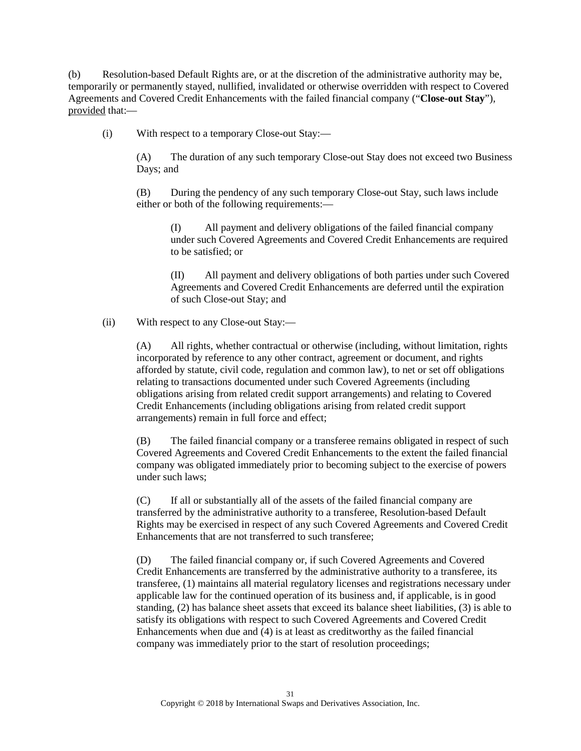(b) Resolution-based Default Rights are, or at the discretion of the administrative authority may be, temporarily or permanently stayed, nullified, invalidated or otherwise overridden with respect to Covered Agreements and Covered Credit Enhancements with the failed financial company ("**Close-out Stay**"), provided that:—

(i) With respect to a temporary Close-out Stay:—

(A) The duration of any such temporary Close-out Stay does not exceed two Business Days; and

(B) During the pendency of any such temporary Close-out Stay, such laws include either or both of the following requirements:—

(I) All payment and delivery obligations of the failed financial company under such Covered Agreements and Covered Credit Enhancements are required to be satisfied; or

(II) All payment and delivery obligations of both parties under such Covered Agreements and Covered Credit Enhancements are deferred until the expiration of such Close-out Stay; and

(ii) With respect to any Close-out Stay:—

(A) All rights, whether contractual or otherwise (including, without limitation, rights incorporated by reference to any other contract, agreement or document, and rights afforded by statute, civil code, regulation and common law), to net or set off obligations relating to transactions documented under such Covered Agreements (including obligations arising from related credit support arrangements) and relating to Covered Credit Enhancements (including obligations arising from related credit support arrangements) remain in full force and effect;

(B) The failed financial company or a transferee remains obligated in respect of such Covered Agreements and Covered Credit Enhancements to the extent the failed financial company was obligated immediately prior to becoming subject to the exercise of powers under such laws;

(C) If all or substantially all of the assets of the failed financial company are transferred by the administrative authority to a transferee, Resolution-based Default Rights may be exercised in respect of any such Covered Agreements and Covered Credit Enhancements that are not transferred to such transferee;

(D) The failed financial company or, if such Covered Agreements and Covered Credit Enhancements are transferred by the administrative authority to a transferee, its transferee, (1) maintains all material regulatory licenses and registrations necessary under applicable law for the continued operation of its business and, if applicable, is in good standing, (2) has balance sheet assets that exceed its balance sheet liabilities, (3) is able to satisfy its obligations with respect to such Covered Agreements and Covered Credit Enhancements when due and (4) is at least as creditworthy as the failed financial company was immediately prior to the start of resolution proceedings;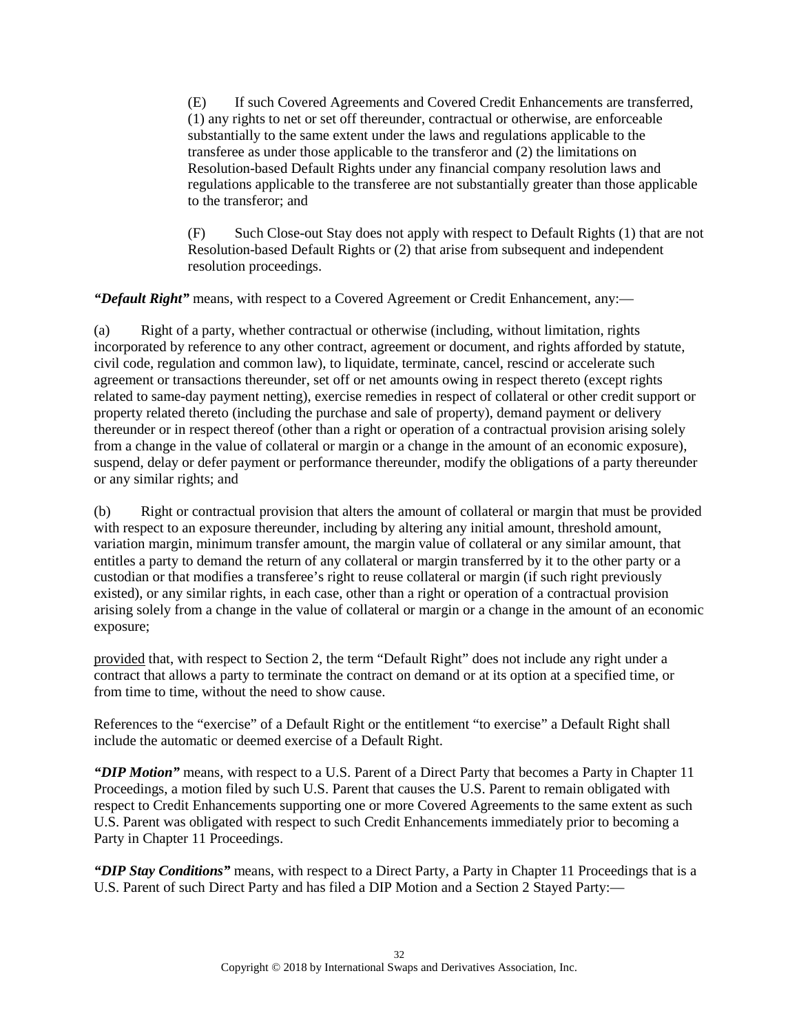(E) If such Covered Agreements and Covered Credit Enhancements are transferred, (1) any rights to net or set off thereunder, contractual or otherwise, are enforceable substantially to the same extent under the laws and regulations applicable to the transferee as under those applicable to the transferor and (2) the limitations on Resolution-based Default Rights under any financial company resolution laws and regulations applicable to the transferee are not substantially greater than those applicable to the transferor; and

(F) Such Close-out Stay does not apply with respect to Default Rights (1) that are not Resolution-based Default Rights or (2) that arise from subsequent and independent resolution proceedings.

***"Default Right"*** means, with respect to a Covered Agreement or Credit Enhancement, any:—

(a) Right of a party, whether contractual or otherwise (including, without limitation, rights incorporated by reference to any other contract, agreement or document, and rights afforded by statute, civil code, regulation and common law), to liquidate, terminate, cancel, rescind or accelerate such agreement or transactions thereunder, set off or net amounts owing in respect thereto (except rights related to same-day payment netting), exercise remedies in respect of collateral or other credit support or property related thereto (including the purchase and sale of property), demand payment or delivery thereunder or in respect thereof (other than a right or operation of a contractual provision arising solely from a change in the value of collateral or margin or a change in the amount of an economic exposure), suspend, delay or defer payment or performance thereunder, modify the obligations of a party thereunder or any similar rights; and

(b) Right or contractual provision that alters the amount of collateral or margin that must be provided with respect to an exposure thereunder, including by altering any initial amount, threshold amount, variation margin, minimum transfer amount, the margin value of collateral or any similar amount, that entitles a party to demand the return of any collateral or margin transferred by it to the other party or a custodian or that modifies a transferee's right to reuse collateral or margin (if such right previously existed), or any similar rights, in each case, other than a right or operation of a contractual provision arising solely from a change in the value of collateral or margin or a change in the amount of an economic exposure;

provided that, with respect to Section 2, the term "Default Right" does not include any right under a contract that allows a party to terminate the contract on demand or at its option at a specified time, or from time to time, without the need to show cause.

References to the "exercise" of a Default Right or the entitlement "to exercise" a Default Right shall include the automatic or deemed exercise of a Default Right.

***"DIP Motion"*** means, with respect to a U.S. Parent of a Direct Party that becomes a Party in Chapter 11 Proceedings, a motion filed by such U.S. Parent that causes the U.S. Parent to remain obligated with respect to Credit Enhancements supporting one or more Covered Agreements to the same extent as such U.S. Parent was obligated with respect to such Credit Enhancements immediately prior to becoming a Party in Chapter 11 Proceedings.

***"DIP Stay Conditions"*** means, with respect to a Direct Party, a Party in Chapter 11 Proceedings that is a U.S. Parent of such Direct Party and has filed a DIP Motion and a Section 2 Stayed Party:—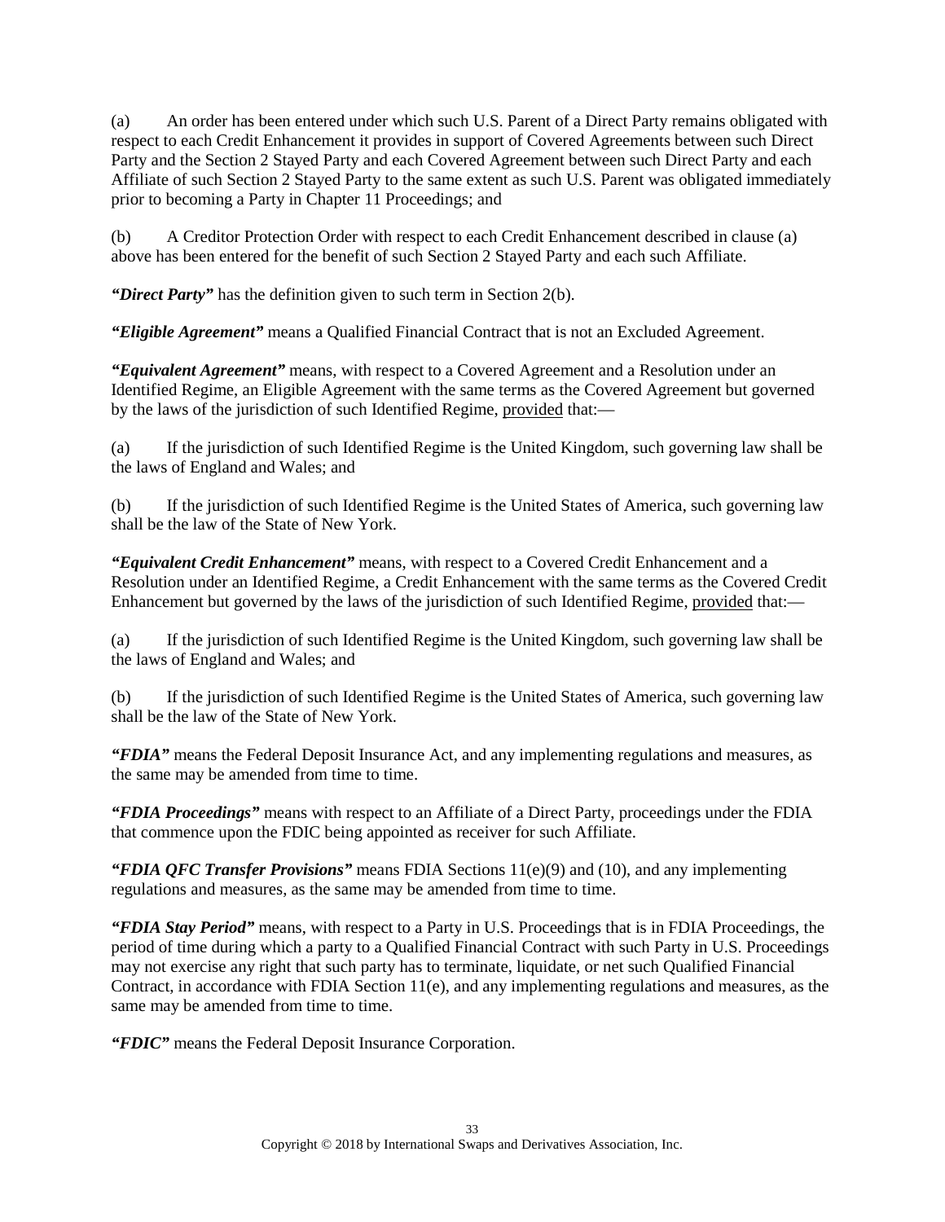(a) An order has been entered under which such U.S. Parent of a Direct Party remains obligated with respect to each Credit Enhancement it provides in support of Covered Agreements between such Direct Party and the Section 2 Stayed Party and each Covered Agreement between such Direct Party and each Affiliate of such Section 2 Stayed Party to the same extent as such U.S. Parent was obligated immediately prior to becoming a Party in Chapter 11 Proceedings; and

(b) A Creditor Protection Order with respect to each Credit Enhancement described in clause (a) above has been entered for the benefit of such Section 2 Stayed Party and each such Affiliate.

***"Direct Party"*** has the definition given to such term in Section 2(b).

***"Eligible Agreement"*** means a Qualified Financial Contract that is not an Excluded Agreement.

***"Equivalent Agreement"*** means, with respect to a Covered Agreement and a Resolution under an Identified Regime, an Eligible Agreement with the same terms as the Covered Agreement but governed by the laws of the jurisdiction of such Identified Regime, provided that:—

(a) If the jurisdiction of such Identified Regime is the United Kingdom, such governing law shall be the laws of England and Wales; and

(b) If the jurisdiction of such Identified Regime is the United States of America, such governing law shall be the law of the State of New York.

***"Equivalent Credit Enhancement"*** means, with respect to a Covered Credit Enhancement and a Resolution under an Identified Regime, a Credit Enhancement with the same terms as the Covered Credit Enhancement but governed by the laws of the jurisdiction of such Identified Regime, provided that:—

(a) If the jurisdiction of such Identified Regime is the United Kingdom, such governing law shall be the laws of England and Wales; and

(b) If the jurisdiction of such Identified Regime is the United States of America, such governing law shall be the law of the State of New York.

***"FDIA"*** means the Federal Deposit Insurance Act, and any implementing regulations and measures, as the same may be amended from time to time.

***"FDIA Proceedings"*** means with respect to an Affiliate of a Direct Party, proceedings under the FDIA that commence upon the FDIC being appointed as receiver for such Affiliate.

***"FDIA QFC Transfer Provisions"*** means FDIA Sections 11(e)(9) and (10), and any implementing regulations and measures, as the same may be amended from time to time.

***"FDIA Stay Period"*** means, with respect to a Party in U.S. Proceedings that is in FDIA Proceedings, the period of time during which a party to a Qualified Financial Contract with such Party in U.S. Proceedings may not exercise any right that such party has to terminate, liquidate, or net such Qualified Financial Contract, in accordance with FDIA Section 11(e), and any implementing regulations and measures, as the same may be amended from time to time.

***"FDIC"*** means the Federal Deposit Insurance Corporation.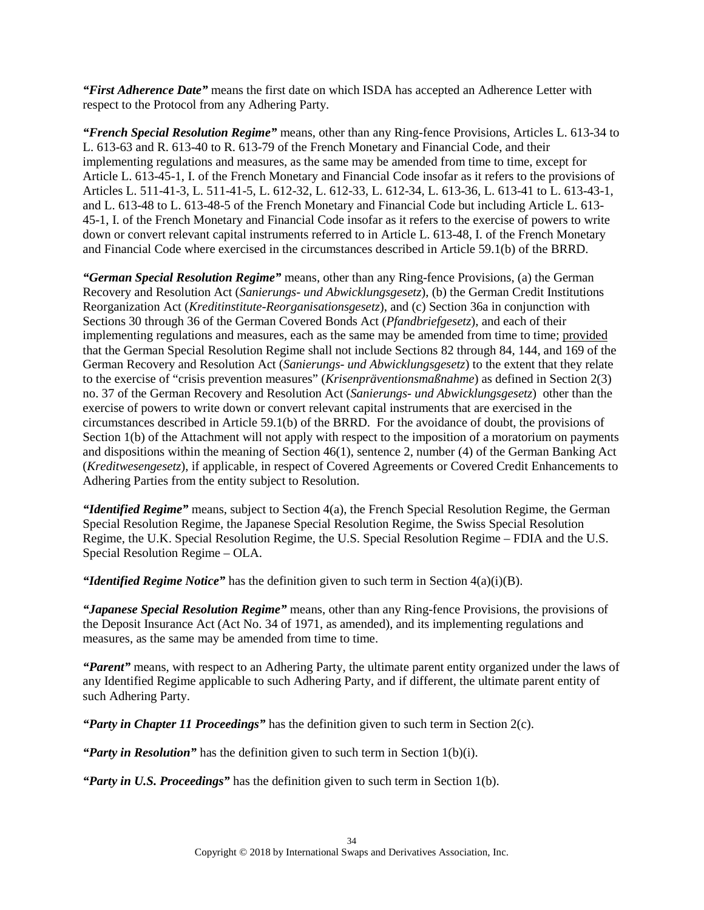***"First Adherence Date"*** means the first date on which ISDA has accepted an Adherence Letter with respect to the Protocol from any Adhering Party.

***"French Special Resolution Regime"*** means, other than any Ring-fence Provisions, Articles L. 613-34 to L. 613-63 and R. 613-40 to R. 613-79 of the French Monetary and Financial Code, and their implementing regulations and measures, as the same may be amended from time to time, except for Article L. 613-45-1, I. of the French Monetary and Financial Code insofar as it refers to the provisions of Articles L. 511-41-3, L. 511-41-5, L. 612-32, L. 612-33, L. 612-34, L. 613-36, L. 613-41 to L. 613-43-1, and L. 613-48 to L. 613-48-5 of the French Monetary and Financial Code but including Article L. 613-45-1, I. of the French Monetary and Financial Code insofar as it refers to the exercise of powers to write down or convert relevant capital instruments referred to in Article L. 613-48, I. of the French Monetary and Financial Code where exercised in the circumstances described in Article 59.1(b) of the BRRD.

***"German Special Resolution Regime"*** means, other than any Ring-fence Provisions, (a) the German Recovery and Resolution Act (*Sanierungs- und Abwicklungsgesetz*), (b) the German Credit Institutions Reorganization Act (*Kreditinstitute-Reorganisationsgesetz*), and (c) Section 36a in conjunction with Sections 30 through 36 of the German Covered Bonds Act (*Pfandbriefgesetz*), and each of their implementing regulations and measures, each as the same may be amended from time to time; provided that the German Special Resolution Regime shall not include Sections 82 through 84, 144, and 169 of the German Recovery and Resolution Act (*Sanierungs- und Abwicklungsgesetz*) to the extent that they relate to the exercise of "crisis prevention measures" (*Krisenpräventionsmaßnahme*) as defined in Section 2(3) no. 37 of the German Recovery and Resolution Act (*Sanierungs- und Abwicklungsgesetz*) other than the exercise of powers to write down or convert relevant capital instruments that are exercised in the circumstances described in Article 59.1(b) of the BRRD. For the avoidance of doubt, the provisions of Section 1(b) of the Attachment will not apply with respect to the imposition of a moratorium on payments and dispositions within the meaning of Section 46(1), sentence 2, number (4) of the German Banking Act (*Kreditwesengesetz*), if applicable, in respect of Covered Agreements or Covered Credit Enhancements to Adhering Parties from the entity subject to Resolution.

***"Identified Regime"*** means, subject to Section 4(a), the French Special Resolution Regime, the German Special Resolution Regime, the Japanese Special Resolution Regime, the Swiss Special Resolution Regime, the U.K. Special Resolution Regime, the U.S. Special Resolution Regime – FDIA and the U.S. Special Resolution Regime – OLA.

***"Identified Regime Notice"*** has the definition given to such term in Section 4(a)(i)(B).

***"Japanese Special Resolution Regime"*** means, other than any Ring-fence Provisions, the provisions of the Deposit Insurance Act (Act No. 34 of 1971, as amended), and its implementing regulations and measures, as the same may be amended from time to time.

***"Parent"*** means, with respect to an Adhering Party, the ultimate parent entity organized under the laws of any Identified Regime applicable to such Adhering Party, and if different, the ultimate parent entity of such Adhering Party.

***"Party in Chapter 11 Proceedings"*** has the definition given to such term in Section 2(c).

***"Party in Resolution"*** has the definition given to such term in Section 1(b)(i).

***"Party in U.S. Proceedings"*** has the definition given to such term in Section 1(b).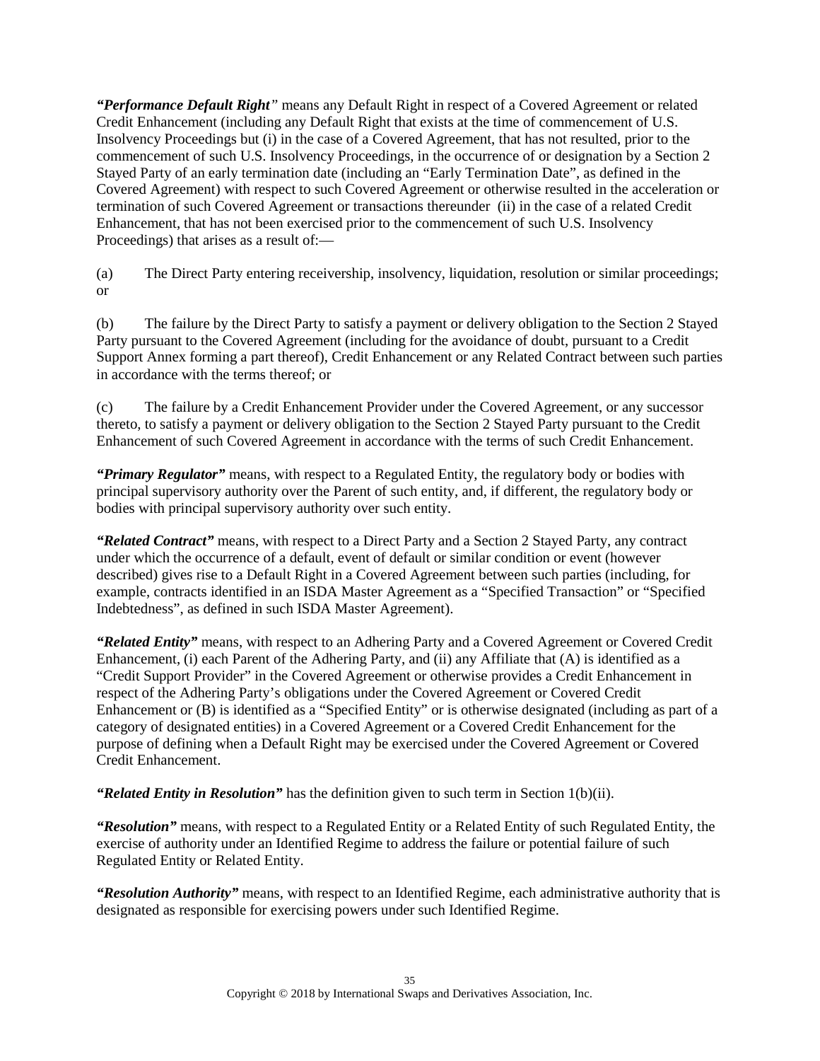***"Performance Default Right*"** means any Default Right in respect of a Covered Agreement or related Credit Enhancement (including any Default Right that exists at the time of commencement of U.S. Insolvency Proceedings but (i) in the case of a Covered Agreement, that has not resulted, prior to the commencement of such U.S. Insolvency Proceedings, in the occurrence of or designation by a Section 2 Stayed Party of an early termination date (including an "Early Termination Date", as defined in the Covered Agreement) with respect to such Covered Agreement or otherwise resulted in the acceleration or termination of such Covered Agreement or transactions thereunder (ii) in the case of a related Credit Enhancement, that has not been exercised prior to the commencement of such U.S. Insolvency Proceedings) that arises as a result of:—

(a) The Direct Party entering receivership, insolvency, liquidation, resolution or similar proceedings; or

(b) The failure by the Direct Party to satisfy a payment or delivery obligation to the Section 2 Stayed Party pursuant to the Covered Agreement (including for the avoidance of doubt, pursuant to a Credit Support Annex forming a part thereof), Credit Enhancement or any Related Contract between such parties in accordance with the terms thereof; or

(c) The failure by a Credit Enhancement Provider under the Covered Agreement, or any successor thereto, to satisfy a payment or delivery obligation to the Section 2 Stayed Party pursuant to the Credit Enhancement of such Covered Agreement in accordance with the terms of such Credit Enhancement.

***"Primary Regulator"*** means, with respect to a Regulated Entity, the regulatory body or bodies with principal supervisory authority over the Parent of such entity, and, if different, the regulatory body or bodies with principal supervisory authority over such entity.

***"Related Contract"*** means, with respect to a Direct Party and a Section 2 Stayed Party, any contract under which the occurrence of a default, event of default or similar condition or event (however described) gives rise to a Default Right in a Covered Agreement between such parties (including, for example, contracts identified in an ISDA Master Agreement as a "Specified Transaction" or "Specified Indebtedness", as defined in such ISDA Master Agreement).

***"Related Entity"*** means, with respect to an Adhering Party and a Covered Agreement or Covered Credit Enhancement, (i) each Parent of the Adhering Party, and (ii) any Affiliate that (A) is identified as a "Credit Support Provider" in the Covered Agreement or otherwise provides a Credit Enhancement in respect of the Adhering Party's obligations under the Covered Agreement or Covered Credit Enhancement or (B) is identified as a "Specified Entity" or is otherwise designated (including as part of a category of designated entities) in a Covered Agreement or a Covered Credit Enhancement for the purpose of defining when a Default Right may be exercised under the Covered Agreement or Covered Credit Enhancement.

***"Related Entity in Resolution"*** has the definition given to such term in Section 1(b)(ii).

***"Resolution"*** means, with respect to a Regulated Entity or a Related Entity of such Regulated Entity, the exercise of authority under an Identified Regime to address the failure or potential failure of such Regulated Entity or Related Entity.

***"Resolution Authority"*** means, with respect to an Identified Regime, each administrative authority that is designated as responsible for exercising powers under such Identified Regime.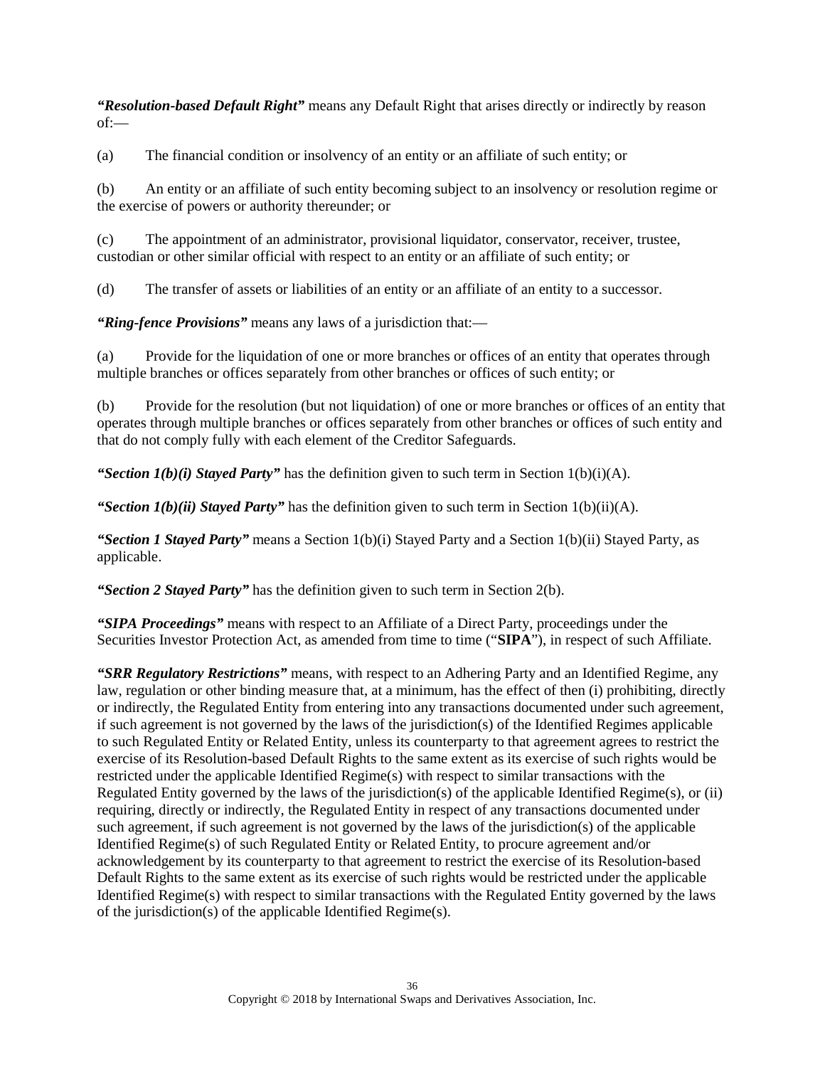***"Resolution-based Default Right"*** means any Default Right that arises directly or indirectly by reason of:—

(a) The financial condition or insolvency of an entity or an affiliate of such entity; or

(b) An entity or an affiliate of such entity becoming subject to an insolvency or resolution regime or the exercise of powers or authority thereunder; or

(c) The appointment of an administrator, provisional liquidator, conservator, receiver, trustee, custodian or other similar official with respect to an entity or an affiliate of such entity; or

(d) The transfer of assets or liabilities of an entity or an affiliate of an entity to a successor.

***"Ring-fence Provisions"*** means any laws of a jurisdiction that:—

(a) Provide for the liquidation of one or more branches or offices of an entity that operates through multiple branches or offices separately from other branches or offices of such entity; or

(b) Provide for the resolution (but not liquidation) of one or more branches or offices of an entity that operates through multiple branches or offices separately from other branches or offices of such entity and that do not comply fully with each element of the Creditor Safeguards.

***"Section 1(b)(i) Stayed Party"*** has the definition given to such term in Section 1(b)(i)(A).

***"Section 1(b)(ii) Stayed Party"*** has the definition given to such term in Section 1(b)(ii)(A).

***"Section 1 Stayed Party"*** means a Section 1(b)(i) Stayed Party and a Section 1(b)(ii) Stayed Party, as applicable.

***"Section 2 Stayed Party"*** has the definition given to such term in Section 2(b).

***"SIPA Proceedings"*** means with respect to an Affiliate of a Direct Party, proceedings under the Securities Investor Protection Act, as amended from time to time ("**SIPA**"), in respect of such Affiliate.

***"SRR Regulatory Restrictions"*** means, with respect to an Adhering Party and an Identified Regime, any law, regulation or other binding measure that, at a minimum, has the effect of then (i) prohibiting, directly or indirectly, the Regulated Entity from entering into any transactions documented under such agreement, if such agreement is not governed by the laws of the jurisdiction(s) of the Identified Regimes applicable to such Regulated Entity or Related Entity, unless its counterparty to that agreement agrees to restrict the exercise of its Resolution-based Default Rights to the same extent as its exercise of such rights would be restricted under the applicable Identified Regime(s) with respect to similar transactions with the Regulated Entity governed by the laws of the jurisdiction(s) of the applicable Identified Regime(s), or (ii) requiring, directly or indirectly, the Regulated Entity in respect of any transactions documented under such agreement, if such agreement is not governed by the laws of the jurisdiction(s) of the applicable Identified Regime(s) of such Regulated Entity or Related Entity, to procure agreement and/or acknowledgement by its counterparty to that agreement to restrict the exercise of its Resolution-based Default Rights to the same extent as its exercise of such rights would be restricted under the applicable Identified Regime(s) with respect to similar transactions with the Regulated Entity governed by the laws of the jurisdiction(s) of the applicable Identified Regime(s).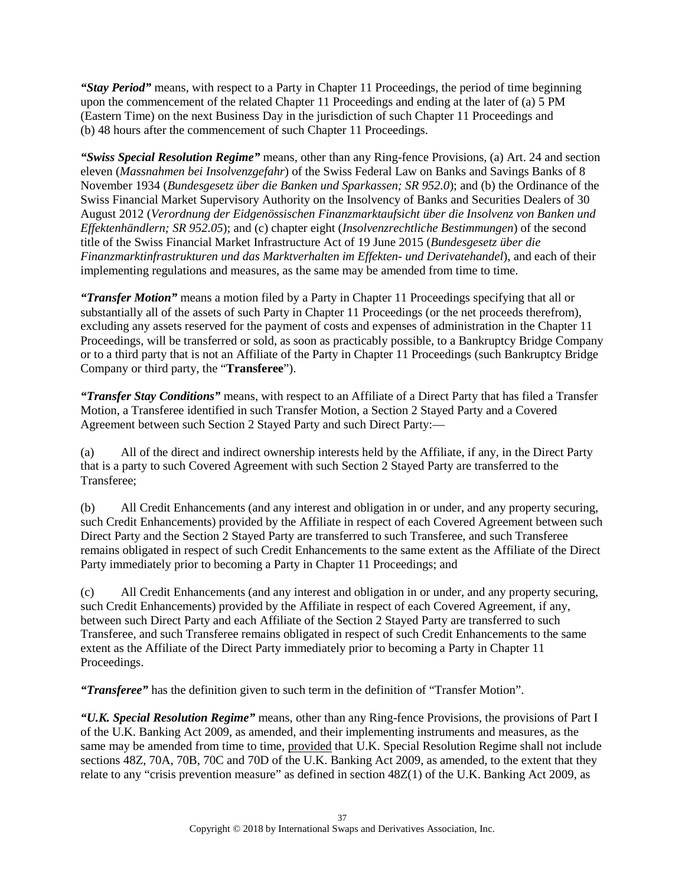***"Stay Period"*** means, with respect to a Party in Chapter 11 Proceedings, the period of time beginning upon the commencement of the related Chapter 11 Proceedings and ending at the later of (a) 5 PM (Eastern Time) on the next Business Day in the jurisdiction of such Chapter 11 Proceedings and (b) 48 hours after the commencement of such Chapter 11 Proceedings.

***"Swiss Special Resolution Regime"*** means, other than any Ring-fence Provisions, (a) Art. 24 and section eleven (*Massnahmen bei Insolvenzgefahr*) of the Swiss Federal Law on Banks and Savings Banks of 8 November 1934 (*Bundesgesetz über die Banken und Sparkassen; SR 952.0*); and (b) the Ordinance of the Swiss Financial Market Supervisory Authority on the Insolvency of Banks and Securities Dealers of 30 August 2012 (*Verordnung der Eidgenössischen Finanzmarktaufsicht über die Insolvenz von Banken und Effektenhändlern; SR 952.05*); and (c) chapter eight (*Insolvenzrechtliche Bestimmungen*) of the second title of the Swiss Financial Market Infrastructure Act of 19 June 2015 (*Bundesgesetz über die Finanzmarktinfrastrukturen und das Marktverhalten im Effekten- und Derivatehandel*), and each of their implementing regulations and measures, as the same may be amended from time to time.

***"Transfer Motion"*** means a motion filed by a Party in Chapter 11 Proceedings specifying that all or substantially all of the assets of such Party in Chapter 11 Proceedings (or the net proceeds therefrom), excluding any assets reserved for the payment of costs and expenses of administration in the Chapter 11 Proceedings, will be transferred or sold, as soon as practicably possible, to a Bankruptcy Bridge Company or to a third party that is not an Affiliate of the Party in Chapter 11 Proceedings (such Bankruptcy Bridge Company or third party, the "**Transferee**").

***"Transfer Stay Conditions"*** means, with respect to an Affiliate of a Direct Party that has filed a Transfer Motion, a Transferee identified in such Transfer Motion, a Section 2 Stayed Party and a Covered Agreement between such Section 2 Stayed Party and such Direct Party:—

(a) All of the direct and indirect ownership interests held by the Affiliate, if any, in the Direct Party that is a party to such Covered Agreement with such Section 2 Stayed Party are transferred to the Transferee;

(b) All Credit Enhancements (and any interest and obligation in or under, and any property securing, such Credit Enhancements) provided by the Affiliate in respect of each Covered Agreement between such Direct Party and the Section 2 Stayed Party are transferred to such Transferee, and such Transferee remains obligated in respect of such Credit Enhancements to the same extent as the Affiliate of the Direct Party immediately prior to becoming a Party in Chapter 11 Proceedings; and

(c) All Credit Enhancements (and any interest and obligation in or under, and any property securing, such Credit Enhancements) provided by the Affiliate in respect of each Covered Agreement, if any, between such Direct Party and each Affiliate of the Section 2 Stayed Party are transferred to such Transferee, and such Transferee remains obligated in respect of such Credit Enhancements to the same extent as the Affiliate of the Direct Party immediately prior to becoming a Party in Chapter 11 Proceedings.

***"Transferee"*** has the definition given to such term in the definition of "Transfer Motion".

***"U.K. Special Resolution Regime"*** means, other than any Ring-fence Provisions, the provisions of Part I of the U.K. Banking Act 2009, as amended, and their implementing instruments and measures, as the same may be amended from time to time, provided that U.K. Special Resolution Regime shall not include sections 48Z, 70A, 70B, 70C and 70D of the U.K. Banking Act 2009, as amended, to the extent that they relate to any "crisis prevention measure" as defined in section 48Z(1) of the U.K. Banking Act 2009, as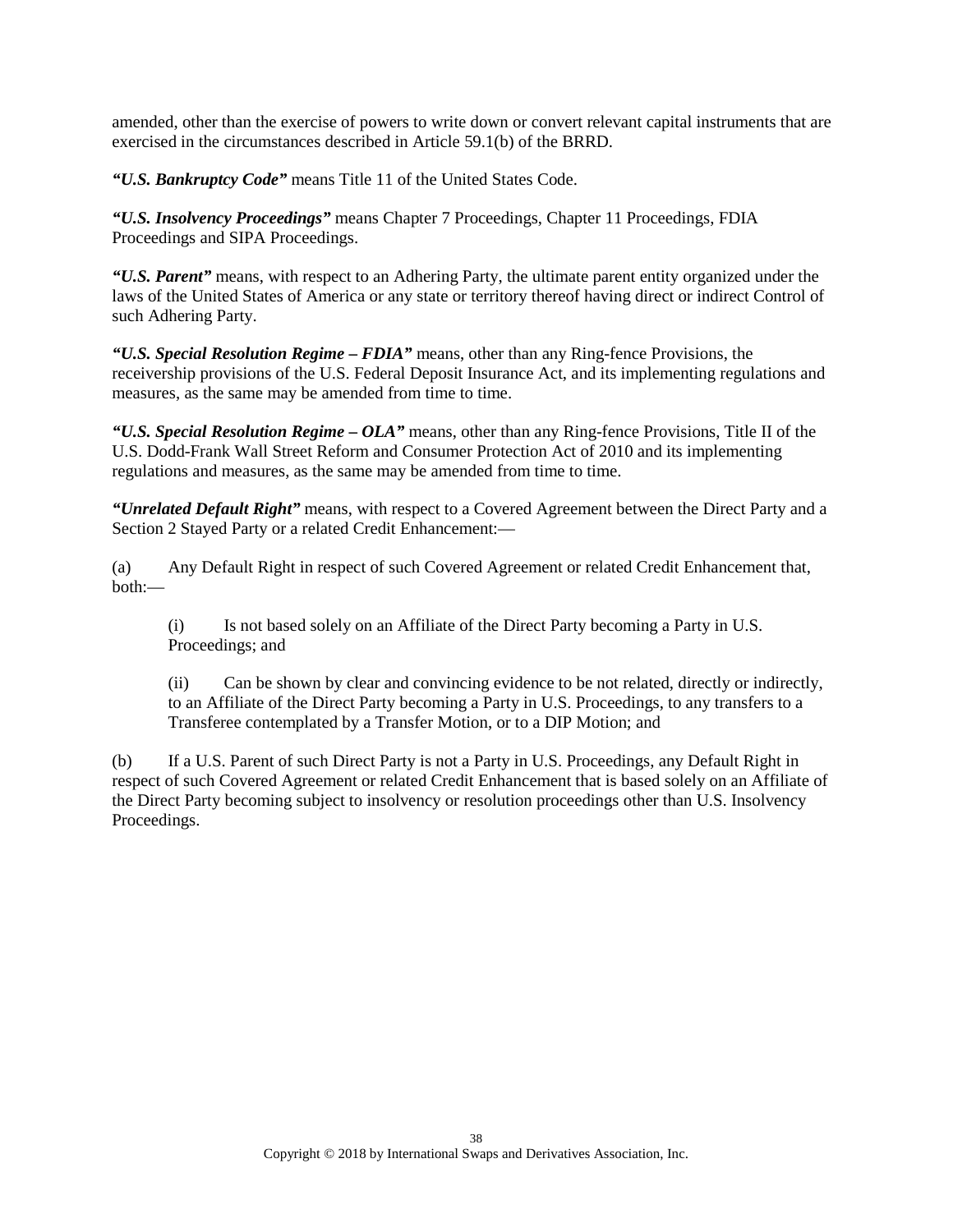amended, other than the exercise of powers to write down or convert relevant capital instruments that are exercised in the circumstances described in Article 59.1(b) of the BRRD.

***"U.S. Bankruptcy Code"*** means Title 11 of the United States Code.

***"U.S. Insolvency Proceedings"*** means Chapter 7 Proceedings, Chapter 11 Proceedings, FDIA Proceedings and SIPA Proceedings.

***"U.S. Parent"*** means, with respect to an Adhering Party, the ultimate parent entity organized under the laws of the United States of America or any state or territory thereof having direct or indirect Control of such Adhering Party.

***"U.S. Special Resolution Regime – FDIA"*** means, other than any Ring-fence Provisions, the receivership provisions of the U.S. Federal Deposit Insurance Act, and its implementing regulations and measures, as the same may be amended from time to time.

***"U.S. Special Resolution Regime – OLA"*** means, other than any Ring-fence Provisions, Title II of the U.S. Dodd-Frank Wall Street Reform and Consumer Protection Act of 2010 and its implementing regulations and measures, as the same may be amended from time to time.

***"Unrelated Default Right"*** means, with respect to a Covered Agreement between the Direct Party and a Section 2 Stayed Party or a related Credit Enhancement:—

(a) Any Default Right in respect of such Covered Agreement or related Credit Enhancement that, both:—

> (i) Is not based solely on an Affiliate of the Direct Party becoming a Party in U.S. Proceedings; and
>
> (ii) Can be shown by clear and convincing evidence to be not related, directly or indirectly, to an Affiliate of the Direct Party becoming a Party in U.S. Proceedings, to any transfers to a Transferee contemplated by a Transfer Motion, or to a DIP Motion; and

(b) If a U.S. Parent of such Direct Party is not a Party in U.S. Proceedings, any Default Right in respect of such Covered Agreement or related Credit Enhancement that is based solely on an Affiliate of the Direct Party becoming subject to insolvency or resolution proceedings other than U.S. Insolvency Proceedings.